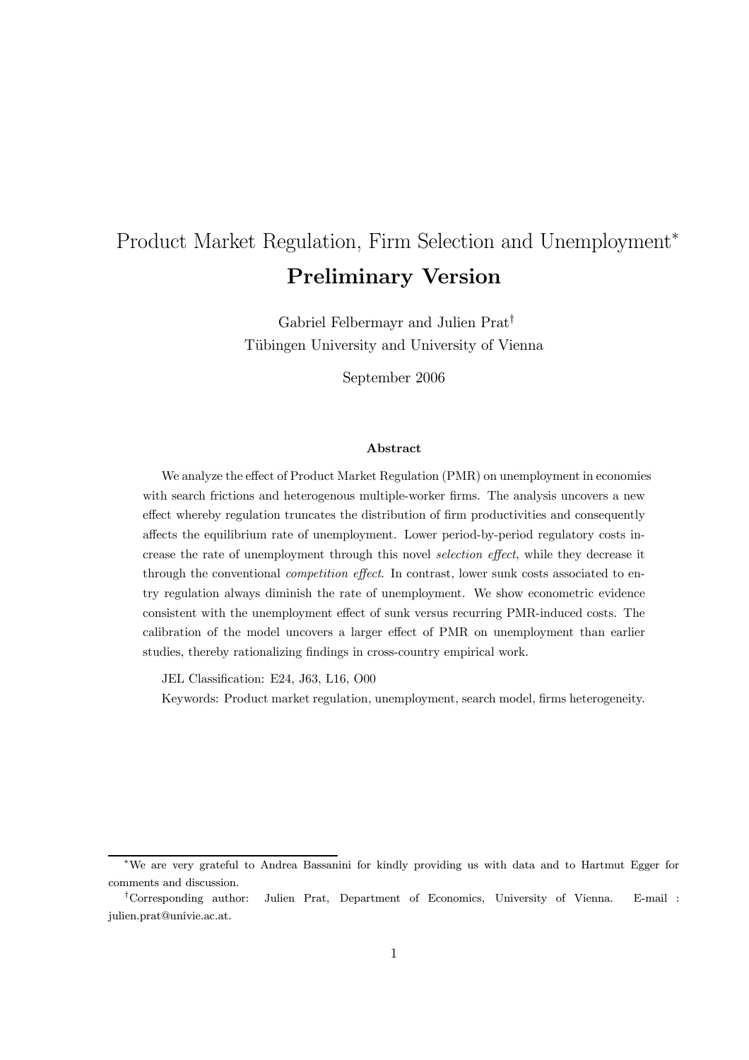# Product Market Regulation, Firm Selection and Unemployment[*]
## Preliminary Version

Gabriel Felbermayr and Julien Prat[†]

Tübingen University and University of Vienna

September 2006

### Abstract

We analyze the effect of Product Market Regulation (PMR) on unemployment in economies with search frictions and heterogenous multiple-worker firms. The analysis uncovers a new effect whereby regulation truncates the distribution of firm productivities and consequently affects the equilibrium rate of unemployment. Lower period-by-period regulatory costs increase the rate of unemployment through this novel *selection effect*, while they decrease it through the conventional *competition effect*. In contrast, lower sunk costs associated to entry regulation always diminish the rate of unemployment. We show econometric evidence consistent with the unemployment effect of sunk versus recurring PMR-induced costs. The calibration of the model uncovers a larger effect of PMR on unemployment than earlier studies, thereby rationalizing findings in cross-country empirical work.

JEL Classification: E24, J63, L16, O00

Keywords: Product market regulation, unemployment, search model, firms heterogeneity.

---

[*] We are very grateful to Andrea Bassanini for kindly providing us with data and to Hartmut Egger for comments and discussion.

[†] Corresponding author: Julien Prat, Department of Economics, University of Vienna. E-mail : julien.prat@univie.ac.at.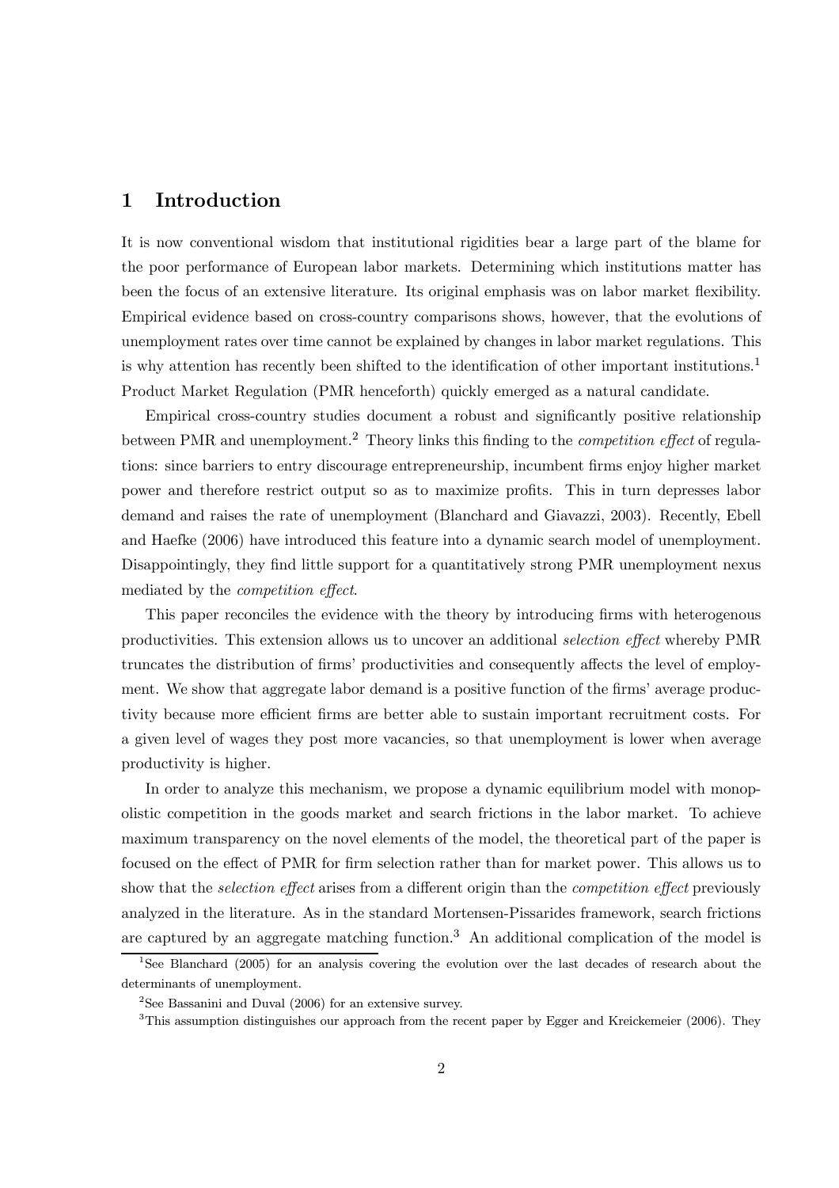# 1 Introduction

It is now conventional wisdom that institutional rigidities bear a large part of the blame for the poor performance of European labor markets. Determining which institutions matter has been the focus of an extensive literature. Its original emphasis was on labor market flexibility. Empirical evidence based on cross-country comparisons shows, however, that the evolutions of unemployment rates over time cannot be explained by changes in labor market regulations. This is why attention has recently been shifted to the identification of other important institutions.[1] Product Market Regulation (PMR henceforth) quickly emerged as a natural candidate.

Empirical cross-country studies document a robust and significantly positive relationship between PMR and unemployment.[2] Theory links this finding to the *competition effect* of regulations: since barriers to entry discourage entrepreneurship, incumbent firms enjoy higher market power and therefore restrict output so as to maximize profits. This in turn depresses labor demand and raises the rate of unemployment (Blanchard and Giavazzi, 2003). Recently, Ebell and Haefke (2006) have introduced this feature into a dynamic search model of unemployment. Disappointingly, they find little support for a quantitatively strong PMR unemployment nexus mediated by the *competition effect*.

This paper reconciles the evidence with the theory by introducing firms with heterogenous productivities. This extension allows us to uncover an additional *selection effect* whereby PMR truncates the distribution of firms' productivities and consequently affects the level of employment. We show that aggregate labor demand is a positive function of the firms' average productivity because more efficient firms are better able to sustain important recruitment costs. For a given level of wages they post more vacancies, so that unemployment is lower when average productivity is higher.

In order to analyze this mechanism, we propose a dynamic equilibrium model with monopolistic competition in the goods market and search frictions in the labor market. To achieve maximum transparency on the novel elements of the model, the theoretical part of the paper is focused on the effect of PMR for firm selection rather than for market power. This allows us to show that the *selection effect* arises from a different origin than the *competition effect* previously analyzed in the literature. As in the standard Mortensen-Pissarides framework, search frictions are captured by an aggregate matching function.[3] An additional complication of the model is

[1] See Blanchard (2005) for an analysis covering the evolution over the last decades of research about the determinants of unemployment.

[2] See Bassanini and Duval (2006) for an extensive survey.

[3] This assumption distinguishes our approach from the recent paper by Egger and Kreickemeier (2006). They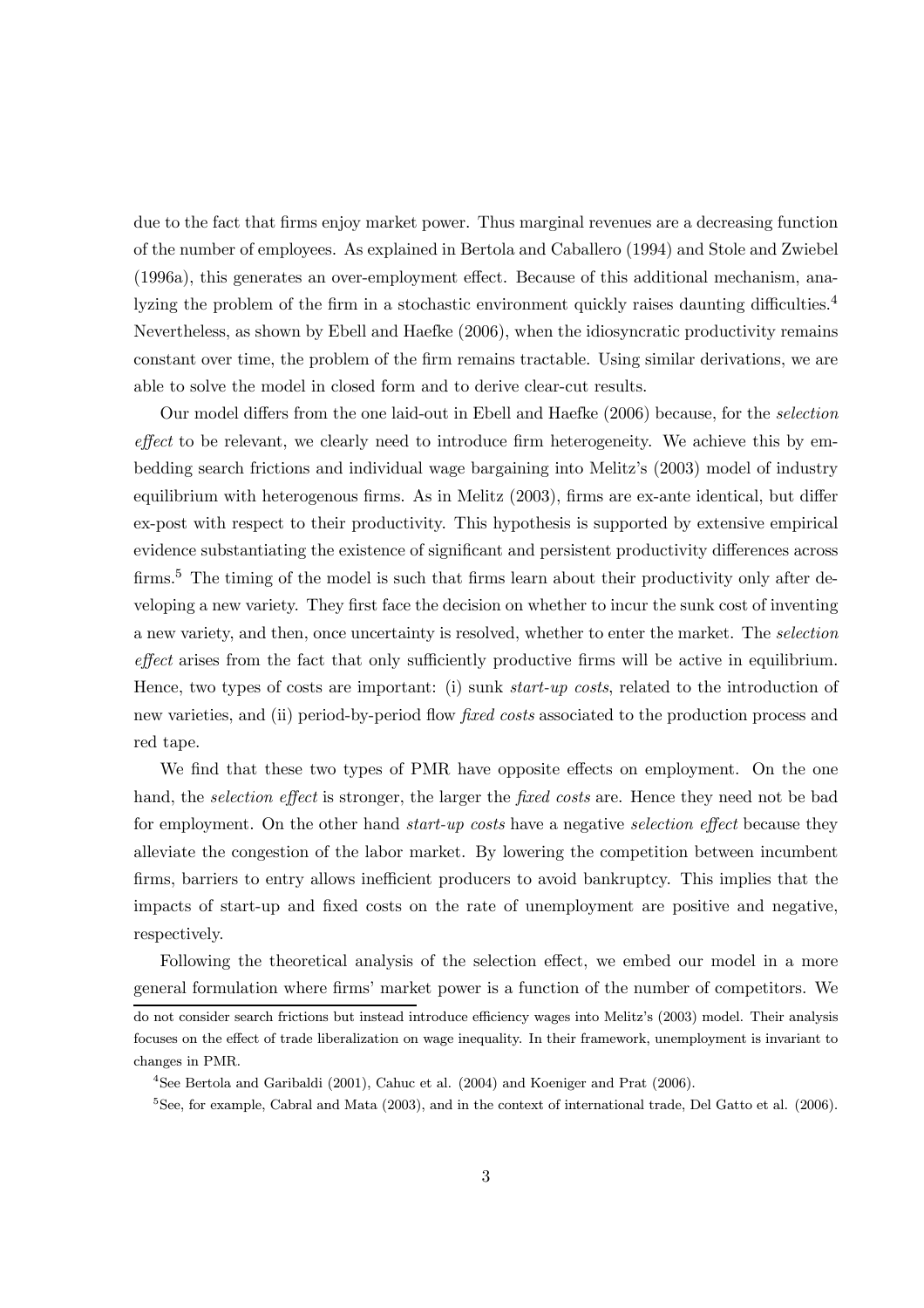due to the fact that firms enjoy market power. Thus marginal revenues are a decreasing function of the number of employees. As explained in Bertola and Caballero (1994) and Stole and Zwiebel (1996a), this generates an over-employment effect. Because of this additional mechanism, analyzing the problem of the firm in a stochastic environment quickly raises daunting difficulties.[4] Nevertheless, as shown by Ebell and Haefke (2006), when the idiosyncratic productivity remains constant over time, the problem of the firm remains tractable. Using similar derivations, we are able to solve the model in closed form and to derive clear-cut results.

Our model differs from the one laid-out in Ebell and Haefke (2006) because, for the *selection effect* to be relevant, we clearly need to introduce firm heterogeneity. We achieve this by embedding search frictions and individual wage bargaining into Melitz's (2003) model of industry equilibrium with heterogenous firms. As in Melitz (2003), firms are ex-ante identical, but differ ex-post with respect to their productivity. This hypothesis is supported by extensive empirical evidence substantiating the existence of significant and persistent productivity differences across firms.[5] The timing of the model is such that firms learn about their productivity only after developing a new variety. They first face the decision on whether to incur the sunk cost of inventing a new variety, and then, once uncertainty is resolved, whether to enter the market. The *selection effect* arises from the fact that only sufficiently productive firms will be active in equilibrium. Hence, two types of costs are important: (i) sunk *start-up costs*, related to the introduction of new varieties, and (ii) period-by-period flow *fixed costs* associated to the production process and red tape.

We find that these two types of PMR have opposite effects on employment. On the one hand, the *selection effect* is stronger, the larger the *fixed costs* are. Hence they need not be bad for employment. On the other hand *start-up costs* have a negative *selection effect* because they alleviate the congestion of the labor market. By lowering the competition between incumbent firms, barriers to entry allows inefficient producers to avoid bankruptcy. This implies that the impacts of start-up and fixed costs on the rate of unemployment are positive and negative, respectively.

Following the theoretical analysis of the selection effect, we embed our model in a more general formulation where firms' market power is a function of the number of competitors. We

do not consider search frictions but instead introduce efficiency wages into Melitz's (2003) model. Their analysis focuses on the effect of trade liberalization on wage inequality. In their framework, unemployment is invariant to changes in PMR.

[4] See Bertola and Garibaldi (2001), Cahuc et al. (2004) and Koeniger and Prat (2006).

[5] See, for example, Cabral and Mata (2003), and in the context of international trade, Del Gatto et al. (2006).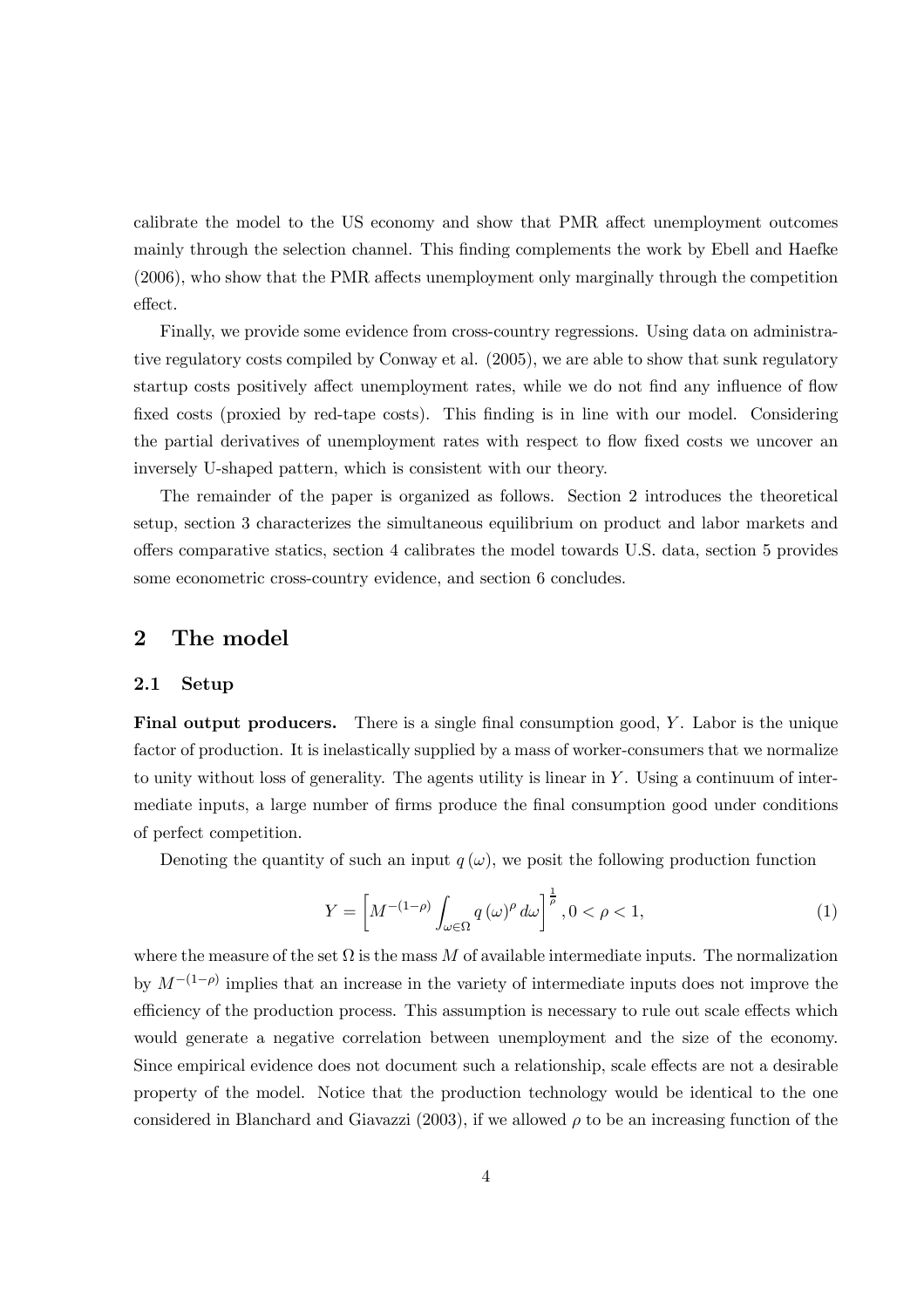calibrate the model to the US economy and show that PMR affect unemployment outcomes mainly through the selection channel. This finding complements the work by Ebell and Haefke (2006), who show that the PMR affects unemployment only marginally through the competition effect.

Finally, we provide some evidence from cross-country regressions. Using data on administrative regulatory costs compiled by Conway et al. (2005), we are able to show that sunk regulatory startup costs positively affect unemployment rates, while we do not find any influence of flow fixed costs (proxied by red-tape costs). This finding is in line with our model. Considering the partial derivatives of unemployment rates with respect to flow fixed costs we uncover an inversely U-shaped pattern, which is consistent with our theory.

The remainder of the paper is organized as follows. Section 2 introduces the theoretical setup, section 3 characterizes the simultaneous equilibrium on product and labor markets and offers comparative statics, section 4 calibrates the model towards U.S. data, section 5 provides some econometric cross-country evidence, and section 6 concludes.

## 2 The model

### 2.1 Setup

**Final output producers.** There is a single final consumption good, $Y$. Labor is the unique factor of production. It is inelastically supplied by a mass of worker-consumers that we normalize to unity without loss of generality. The agents utility is linear in $Y$. Using a continuum of intermediate inputs, a large number of firms produce the final consumption good under conditions of perfect competition.

Denoting the quantity of such an input $q(\omega)$, we posit the following production function

$$Y = \left[ M^{-(1-\rho)} \int_{\omega \in \Omega} q(\omega)^{\rho} \, d\omega \right]^{\frac{1}{\rho}}, 0 < \rho < 1, \tag{1}$$

where the measure of the set $\Omega$ is the mass $M$ of available intermediate inputs. The normalization by $M^{-(1-\rho)}$ implies that an increase in the variety of intermediate inputs does not improve the efficiency of the production process. This assumption is necessary to rule out scale effects which would generate a negative correlation between unemployment and the size of the economy. Since empirical evidence does not document such a relationship, scale effects are not a desirable property of the model. Notice that the production technology would be identical to the one considered in Blanchard and Giavazzi (2003), if we allowed $\rho$ to be an increasing function of the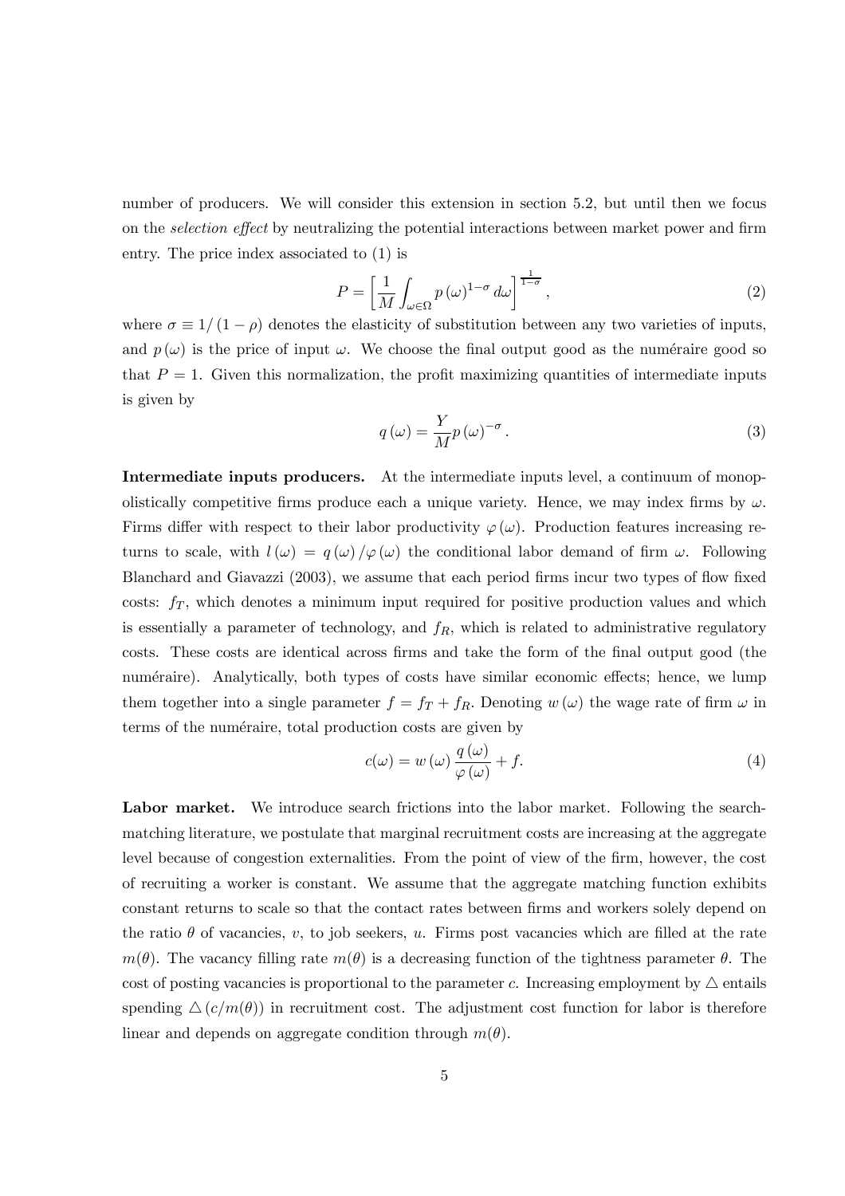number of producers. We will consider this extension in section 5.2, but until then we focus on the *selection effect* by neutralizing the potential interactions between market power and firm entry. The price index associated to (1) is

$$P = \left[ \frac{1}{M} \int_{\omega \in \Omega} p(\omega)^{1-\sigma} d\omega \right]^{\frac{1}{1-\sigma}}, \tag{2}$$

where $\sigma \equiv 1/(1-\rho)$ denotes the elasticity of substitution between any two varieties of inputs, and $p(\omega)$ is the price of input $\omega$. We choose the final output good as the numéraire good so that $P = 1$. Given this normalization, the profit maximizing quantities of intermediate inputs is given by

$$q(\omega) = \frac{Y}{M} p(\omega)^{-\sigma}. \tag{3}$$

**Intermediate inputs producers.** At the intermediate inputs level, a continuum of monopolistically competitive firms produce each a unique variety. Hence, we may index firms by $\omega$. Firms differ with respect to their labor productivity $\varphi(\omega)$. Production features increasing returns to scale, with $l(\omega) = q(\omega)/\varphi(\omega)$ the conditional labor demand of firm $\omega$. Following Blanchard and Giavazzi (2003), we assume that each period firms incur two types of flow fixed costs: $f_T$, which denotes a minimum input required for positive production values and which is essentially a parameter of technology, and $f_R$, which is related to administrative regulatory costs. These costs are identical across firms and take the form of the final output good (the numéraire). Analytically, both types of costs have similar economic effects; hence, we lump them together into a single parameter $f = f_T + f_R$. Denoting $w(\omega)$ the wage rate of firm $\omega$ in terms of the numéraire, total production costs are given by

$$c(\omega) = w(\omega) \frac{q(\omega)}{\varphi(\omega)} + f. \tag{4}$$

**Labor market.** We introduce search frictions into the labor market. Following the search-matching literature, we postulate that marginal recruitment costs are increasing at the aggregate level because of congestion externalities. From the point of view of the firm, however, the cost of recruiting a worker is constant. We assume that the aggregate matching function exhibits constant returns to scale so that the contact rates between firms and workers solely depend on the ratio $\theta$ of vacancies, $v$, to job seekers, $u$. Firms post vacancies which are filled at the rate $m(\theta)$. The vacancy filling rate $m(\theta)$ is a decreasing function of the tightness parameter $\theta$. The cost of posting vacancies is proportional to the parameter $c$. Increasing employment by $\triangle$ entails spending $\triangle (c/m(\theta))$ in recruitment cost. The adjustment cost function for labor is therefore linear and depends on aggregate condition through $m(\theta)$.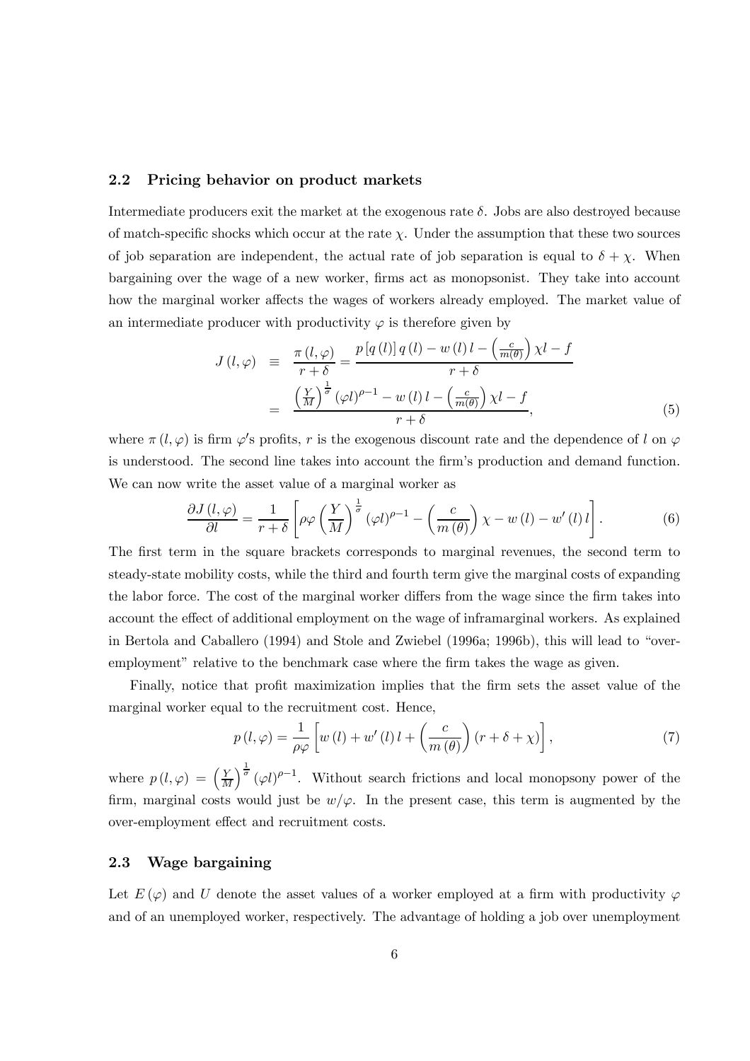### 2.2 Pricing behavior on product markets

Intermediate producers exit the market at the exogenous rate $\delta$. Jobs are also destroyed because of match-specific shocks which occur at the rate $\chi$. Under the assumption that these two sources of job separation are independent, the actual rate of job separation is equal to $\delta + \chi$. When bargaining over the wage of a new worker, firms act as monopsonist. They take into account how the marginal worker affects the wages of workers already employed. The market value of an intermediate producer with productivity $\varphi$ is therefore given by

$$
\begin{aligned}
J(l, \varphi) &\equiv \frac{\pi(l, \varphi)}{r + \delta} = \frac{p[q(l)]\, q(l) - w(l)\, l - \left(\frac{c}{m(\theta)}\right) \chi l - f}{r + \delta} \\
&= \frac{\left(\frac{Y}{M}\right)^{\frac{1}{\sigma}} (\varphi l)^{\rho - 1} - w(l)\, l - \left(\frac{c}{m(\theta)}\right) \chi l - f}{r + \delta},
\end{aligned} \tag{5}
$$

where $\pi(l, \varphi)$ is firm $\varphi$'s profits, $r$ is the exogenous discount rate and the dependence of $l$ on $\varphi$ is understood. The second line takes into account the firm's production and demand function. We can now write the asset value of a marginal worker as

$$
\frac{\partial J(l, \varphi)}{\partial l} = \frac{1}{r + \delta} \left[ \rho \varphi \left(\frac{Y}{M}\right)^{\frac{1}{\sigma}} (\varphi l)^{\rho - 1} - \left(\frac{c}{m(\theta)}\right) \chi - w(l) - w'(l)\, l \right]. \tag{6}
$$

The first term in the square brackets corresponds to marginal revenues, the second term to steady-state mobility costs, while the third and fourth term give the marginal costs of expanding the labor force. The cost of the marginal worker differs from the wage since the firm takes into account the effect of additional employment on the wage of inframarginal workers. As explained in Bertola and Caballero (1994) and Stole and Zwiebel (1996a; 1996b), this will lead to "over-employment" relative to the benchmark case where the firm takes the wage as given.

Finally, notice that profit maximization implies that the firm sets the asset value of the marginal worker equal to the recruitment cost. Hence,

$$
p(l, \varphi) = \frac{1}{\rho \varphi} \left[ w(l) + w'(l)\, l + \left(\frac{c}{m(\theta)}\right) (r + \delta + \chi) \right], \tag{7}
$$

where $p(l, \varphi) = \left(\frac{Y}{M}\right)^{\frac{1}{\sigma}} (\varphi l)^{\rho - 1}$. Without search frictions and local monopsony power of the firm, marginal costs would just be $w/\varphi$. In the present case, this term is augmented by the over-employment effect and recruitment costs.

### 2.3 Wage bargaining

Let $E(\varphi)$ and $U$ denote the asset values of a worker employed at a firm with productivity $\varphi$ and of an unemployed worker, respectively. The advantage of holding a job over unemployment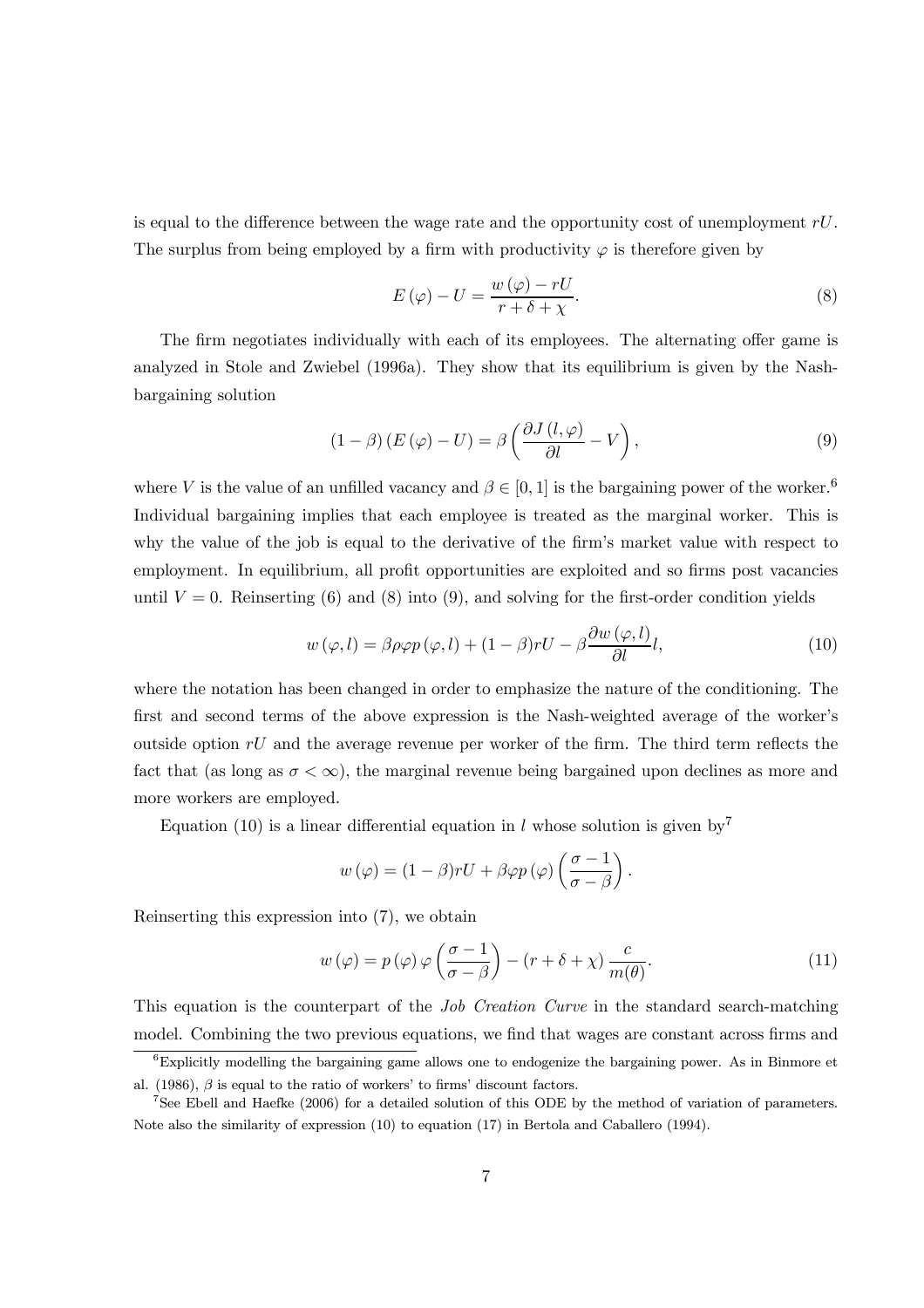is equal to the difference between the wage rate and the opportunity cost of unemployment $rU$. The surplus from being employed by a firm with productivity $\varphi$ is therefore given by

$$E(\varphi) - U = \frac{w(\varphi) - rU}{r + \delta + \chi}. \tag{8}$$

The firm negotiates individually with each of its employees. The alternating offer game is analyzed in Stole and Zwiebel (1996a). They show that its equilibrium is given by the Nash-bargaining solution

$$(1-\beta)(E(\varphi) - U) = \beta\left(\frac{\partial J(l,\varphi)}{\partial l} - V\right), \tag{9}$$

where $V$ is the value of an unfilled vacancy and $\beta \in [0,1]$ is the bargaining power of the worker.[6] Individual bargaining implies that each employee is treated as the marginal worker. This is why the value of the job is equal to the derivative of the firm's market value with respect to employment. In equilibrium, all profit opportunities are exploited and so firms post vacancies until $V = 0$. Reinserting (6) and (8) into (9), and solving for the first-order condition yields

$$w(\varphi, l) = \beta\rho\varphi p(\varphi, l) + (1-\beta)rU - \beta\frac{\partial w(\varphi, l)}{\partial l}l, \tag{10}$$

where the notation has been changed in order to emphasize the nature of the conditioning. The first and second terms of the above expression is the Nash-weighted average of the worker's outside option $rU$ and the average revenue per worker of the firm. The third term reflects the fact that (as long as $\sigma < \infty$), the marginal revenue being bargained upon declines as more and more workers are employed.

Equation (10) is a linear differential equation in $l$ whose solution is given by[7]

$$w(\varphi) = (1-\beta)rU + \beta\varphi p(\varphi)\left(\frac{\sigma-1}{\sigma-\beta}\right).$$

Reinserting this expression into (7), we obtain

$$w(\varphi) = p(\varphi)\varphi\left(\frac{\sigma-1}{\sigma-\beta}\right) - (r+\delta+\chi)\frac{c}{m(\theta)}. \tag{11}$$

This equation is the counterpart of the *Job Creation Curve* in the standard search-matching model. Combining the two previous equations, we find that wages are constant across firms and

[6] Explicitly modelling the bargaining game allows one to endogenize the bargaining power. As in Binmore et al. (1986), $\beta$ is equal to the ratio of workers' to firms' discount factors.

[7] See Ebell and Haefke (2006) for a detailed solution of this ODE by the method of variation of parameters. Note also the similarity of expression (10) to equation (17) in Bertola and Caballero (1994).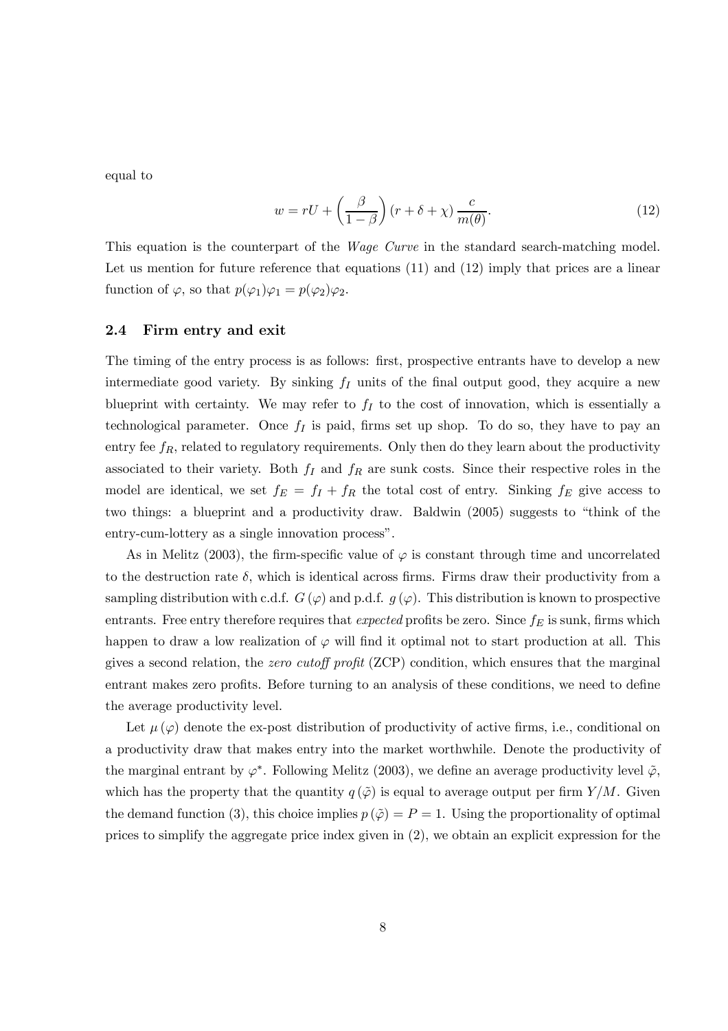equal to

$$w = rU + \left(\frac{\beta}{1-\beta}\right)(r + \delta + \chi)\frac{c}{m(\theta)}. \tag{12}$$

This equation is the counterpart of the *Wage Curve* in the standard search-matching model. Let us mention for future reference that equations (11) and (12) imply that prices are a linear function of $\varphi$, so that $p(\varphi_1)\varphi_1 = p(\varphi_2)\varphi_2$.

### 2.4 Firm entry and exit

The timing of the entry process is as follows: first, prospective entrants have to develop a new intermediate good variety. By sinking $f_I$ units of the final output good, they acquire a new blueprint with certainty. We may refer to $f_I$ to the cost of innovation, which is essentially a technological parameter. Once $f_I$ is paid, firms set up shop. To do so, they have to pay an entry fee $f_R$, related to regulatory requirements. Only then do they learn about the productivity associated to their variety. Both $f_I$ and $f_R$ are sunk costs. Since their respective roles in the model are identical, we set $f_E = f_I + f_R$ the total cost of entry. Sinking $f_E$ give access to two things: a blueprint and a productivity draw. Baldwin (2005) suggests to "think of the entry-cum-lottery as a single innovation process".

As in Melitz (2003), the firm-specific value of $\varphi$ is constant through time and uncorrelated to the destruction rate $\delta$, which is identical across firms. Firms draw their productivity from a sampling distribution with c.d.f. $G(\varphi)$ and p.d.f. $g(\varphi)$. This distribution is known to prospective entrants. Free entry therefore requires that *expected* profits be zero. Since $f_E$ is sunk, firms which happen to draw a low realization of $\varphi$ will find it optimal not to start production at all. This gives a second relation, the *zero cutoff profit* (ZCP) condition, which ensures that the marginal entrant makes zero profits. Before turning to an analysis of these conditions, we need to define the average productivity level.

Let $\mu(\varphi)$ denote the ex-post distribution of productivity of active firms, i.e., conditional on a productivity draw that makes entry into the market worthwhile. Denote the productivity of the marginal entrant by $\varphi^*$. Following Melitz (2003), we define an average productivity level $\tilde{\varphi}$, which has the property that the quantity $q(\tilde{\varphi})$ is equal to average output per firm $Y/M$. Given the demand function (3), this choice implies $p(\tilde{\varphi}) = P = 1$. Using the proportionality of optimal prices to simplify the aggregate price index given in (2), we obtain an explicit expression for the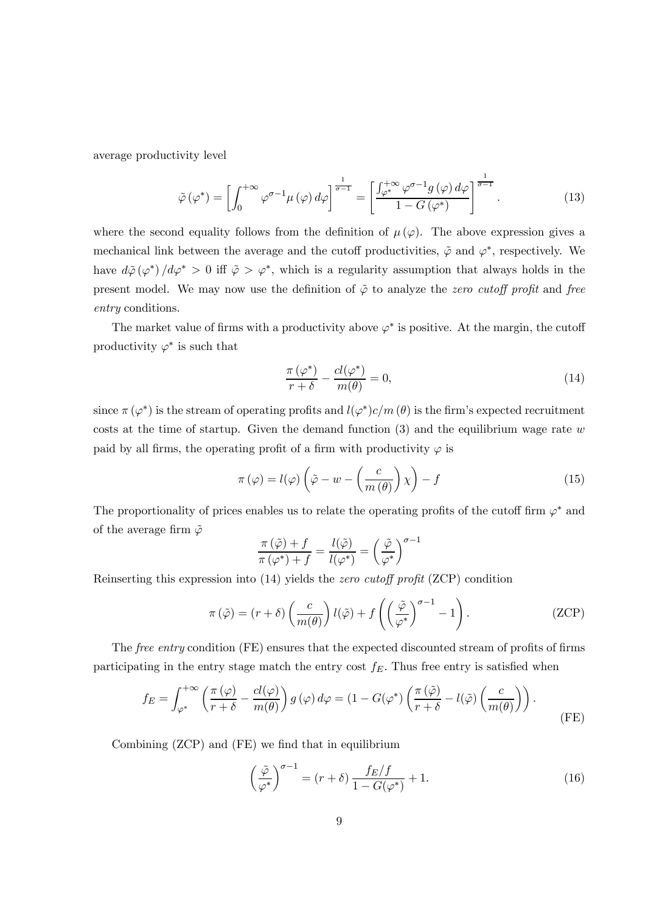average productivity level

$$\tilde{\varphi}(\varphi^*) = \left[\int_0^{+\infty} \varphi^{\sigma-1}\mu(\varphi)\,d\varphi\right]^{\frac{1}{\sigma-1}} = \left[\frac{\int_{\varphi^*}^{+\infty} \varphi^{\sigma-1} g(\varphi)\,d\varphi}{1-G(\varphi^*)}\right]^{\frac{1}{\sigma-1}}. \tag{13}$$

where the second equality follows from the definition of $\mu(\varphi)$. The above expression gives a mechanical link between the average and the cutoff productivities, $\tilde{\varphi}$ and $\varphi^*$, respectively. We have $d\tilde{\varphi}(\varphi^*)/d\varphi^* > 0$ iff $\tilde{\varphi} > \varphi^*$, which is a regularity assumption that always holds in the present model. We may now use the definition of $\tilde{\varphi}$ to analyze the *zero cutoff profit* and *free entry* conditions.

The market value of firms with a productivity above $\varphi^*$ is positive. At the margin, the cutoff productivity $\varphi^*$ is such that

$$\frac{\pi(\varphi^*)}{r+\delta} - \frac{cl(\varphi^*)}{m(\theta)} = 0, \tag{14}$$

since $\pi(\varphi^*)$ is the stream of operating profits and $l(\varphi^*)c/m(\theta)$ is the firm's expected recruitment costs at the time of startup. Given the demand function (3) and the equilibrium wage rate $w$ paid by all firms, the operating profit of a firm with productivity $\varphi$ is

$$\pi(\varphi) = l(\varphi)\left(\tilde{\varphi} - w - \left(\frac{c}{m(\theta)}\right)\chi\right) - f \tag{15}$$

The proportionality of prices enables us to relate the operating profits of the cutoff firm $\varphi^*$ and of the average firm $\tilde{\varphi}$

$$\frac{\pi(\tilde{\varphi}) + f}{\pi(\varphi^*) + f} = \frac{l(\tilde{\varphi})}{l(\varphi^*)} = \left(\frac{\tilde{\varphi}}{\varphi^*}\right)^{\sigma-1}$$

Reinserting this expression into (14) yields the *zero cutoff profit* (ZCP) condition

$$\pi(\tilde{\varphi}) = (r+\delta)\left(\frac{c}{m(\theta)}\right)l(\tilde{\varphi}) + f\left(\left(\frac{\tilde{\varphi}}{\varphi^*}\right)^{\sigma-1} - 1\right). \tag{ZCP}$$

The *free entry* condition (FE) ensures that the expected discounted stream of profits of firms participating in the entry stage match the entry cost $f_E$. Thus free entry is satisfied when

$$f_E = \int_{\varphi^*}^{+\infty}\left(\frac{\pi(\varphi)}{r+\delta} - \frac{cl(\varphi)}{m(\theta)}\right)g(\varphi)\,d\varphi = (1-G(\varphi^*)\left(\frac{\pi(\tilde{\varphi})}{r+\delta} - l(\tilde{\varphi})\left(\frac{c}{m(\theta)}\right)\right). \tag{FE}$$

Combining (ZCP) and (FE) we find that in equilibrium

$$\left(\frac{\tilde{\varphi}}{\varphi^*}\right)^{\sigma-1} = (r+\delta)\frac{f_E/f}{1-G(\varphi^*)} + 1. \tag{16}$$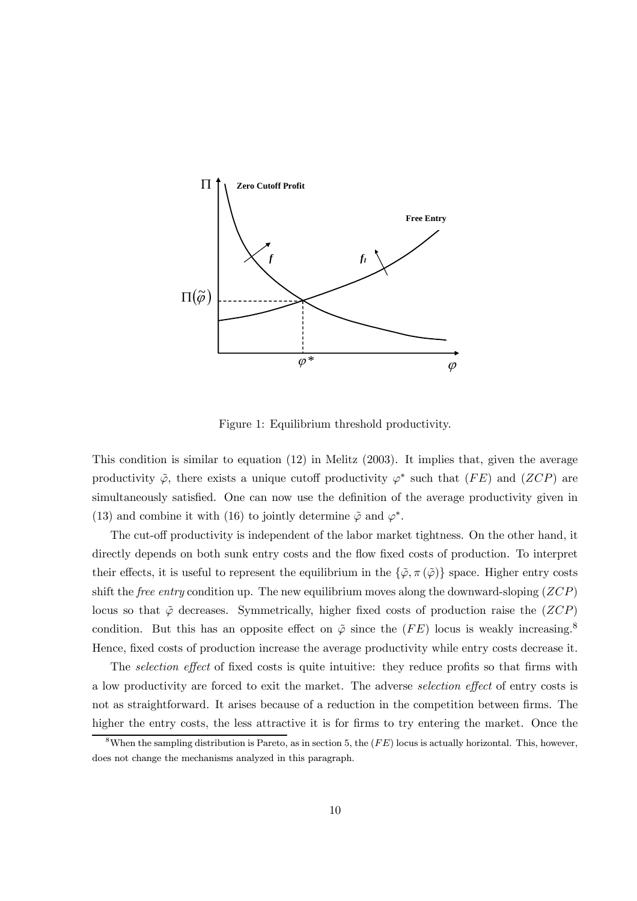Figure 1: Equilibrium threshold productivity.

This condition is similar to equation (12) in Melitz (2003). It implies that, given the average productivity $\tilde{\varphi}$, there exists a unique cutoff productivity $\varphi^*$ such that $(FE)$ and $(ZCP)$ are simultaneously satisfied. One can now use the definition of the average productivity given in (13) and combine it with (16) to jointly determine $\tilde{\varphi}$ and $\varphi^*$.

The cut-off productivity is independent of the labor market tightness. On the other hand, it directly depends on both sunk entry costs and the flow fixed costs of production. To interpret their effects, it is useful to represent the equilibrium in the $\{\tilde{\varphi}, \pi(\tilde{\varphi})\}$ space. Higher entry costs shift the *free entry* condition up. The new equilibrium moves along the downward-sloping $(ZCP)$ locus so that $\tilde{\varphi}$ decreases. Symmetrically, higher fixed costs of production raise the $(ZCP)$ condition. But this has an opposite effect on $\tilde{\varphi}$ since the $(FE)$ locus is weakly increasing.[8] Hence, fixed costs of production increase the average productivity while entry costs decrease it.

The *selection effect* of fixed costs is quite intuitive: they reduce profits so that firms with a low productivity are forced to exit the market. The adverse *selection effect* of entry costs is not as straightforward. It arises because of a reduction in the competition between firms. The higher the entry costs, the less attractive it is for firms to try entering the market. Once the

[8] When the sampling distribution is Pareto, as in section 5, the $(FE)$ locus is actually horizontal. This, however, does not change the mechanisms analyzed in this paragraph.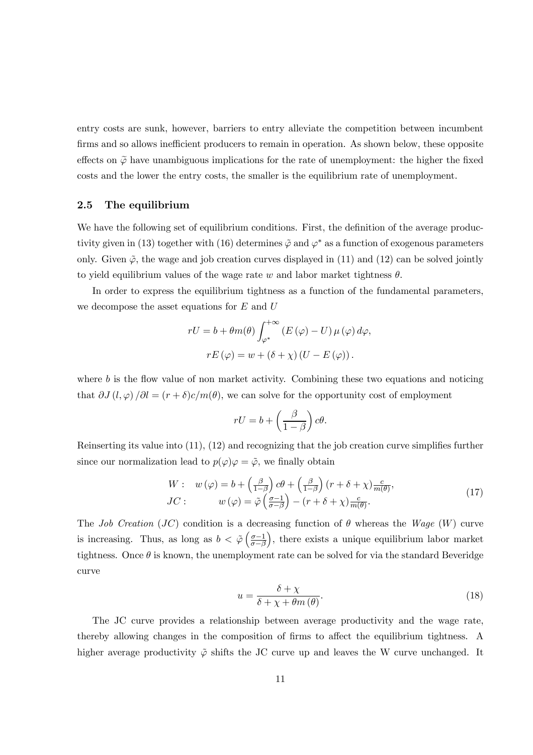entry costs are sunk, however, barriers to entry alleviate the competition between incumbent firms and so allows inefficient producers to remain in operation. As shown below, these opposite effects on $\tilde{\varphi}$ have unambiguous implications for the rate of unemployment: the higher the fixed costs and the lower the entry costs, the smaller is the equilibrium rate of unemployment.

### 2.5 The equilibrium

We have the following set of equilibrium conditions. First, the definition of the average productivity given in (13) together with (16) determines $\tilde{\varphi}$ and $\varphi^*$ as a function of exogenous parameters only. Given $\tilde{\varphi}$, the wage and job creation curves displayed in (11) and (12) can be solved jointly to yield equilibrium values of the wage rate $w$ and labor market tightness $\theta$.

In order to express the equilibrium tightness as a function of the fundamental parameters, we decompose the asset equations for $E$ and $U$

$$rU = b + \theta m(\theta) \int_{\varphi^*}^{+\infty} \left(E\left(\varphi\right) - U\right) \mu\left(\varphi\right) d\varphi,$$

$$rE\left(\varphi\right) = w + \left(\delta + \chi\right)\left(U - E\left(\varphi\right)\right).$$

where $b$ is the flow value of non market activity. Combining these two equations and noticing that $\partial J\left(l, \varphi\right)/\partial l = (r+\delta)c/m(\theta)$, we can solve for the opportunity cost of employment

$$rU = b + \left(\frac{\beta}{1-\beta}\right) c\theta.$$

Reinserting its value into (11), (12) and recognizing that the job creation curve simplifies further since our normalization lead to $p(\varphi)\varphi = \tilde{\varphi}$, we finally obtain

$$
\begin{aligned}
W: &\quad w\left(\varphi\right) = b + \left(\tfrac{\beta}{1-\beta}\right) c\theta + \left(\tfrac{\beta}{1-\beta}\right)\left(r + \delta + \chi\right)\tfrac{c}{m(\theta)}, \\
JC: &\quad w\left(\varphi\right) = \tilde{\varphi}\left(\tfrac{\sigma-1}{\sigma-\beta}\right) - \left(r + \delta + \chi\right)\tfrac{c}{m(\theta)}.
\end{aligned}
\tag{17}
$$

The *Job Creation* ($JC$) condition is a decreasing function of $\theta$ whereas the *Wage* ($W$) curve is increasing. Thus, as long as $b < \tilde{\varphi}\left(\frac{\sigma-1}{\sigma-\beta}\right)$, there exists a unique equilibrium labor market tightness. Once $\theta$ is known, the unemployment rate can be solved for via the standard Beveridge curve

$$u = \frac{\delta + \chi}{\delta + \chi + \theta m\left(\theta\right)}. \tag{18}$$

The JC curve provides a relationship between average productivity and the wage rate, thereby allowing changes in the composition of firms to affect the equilibrium tightness. A higher average productivity $\tilde{\varphi}$ shifts the JC curve up and leaves the W curve unchanged. It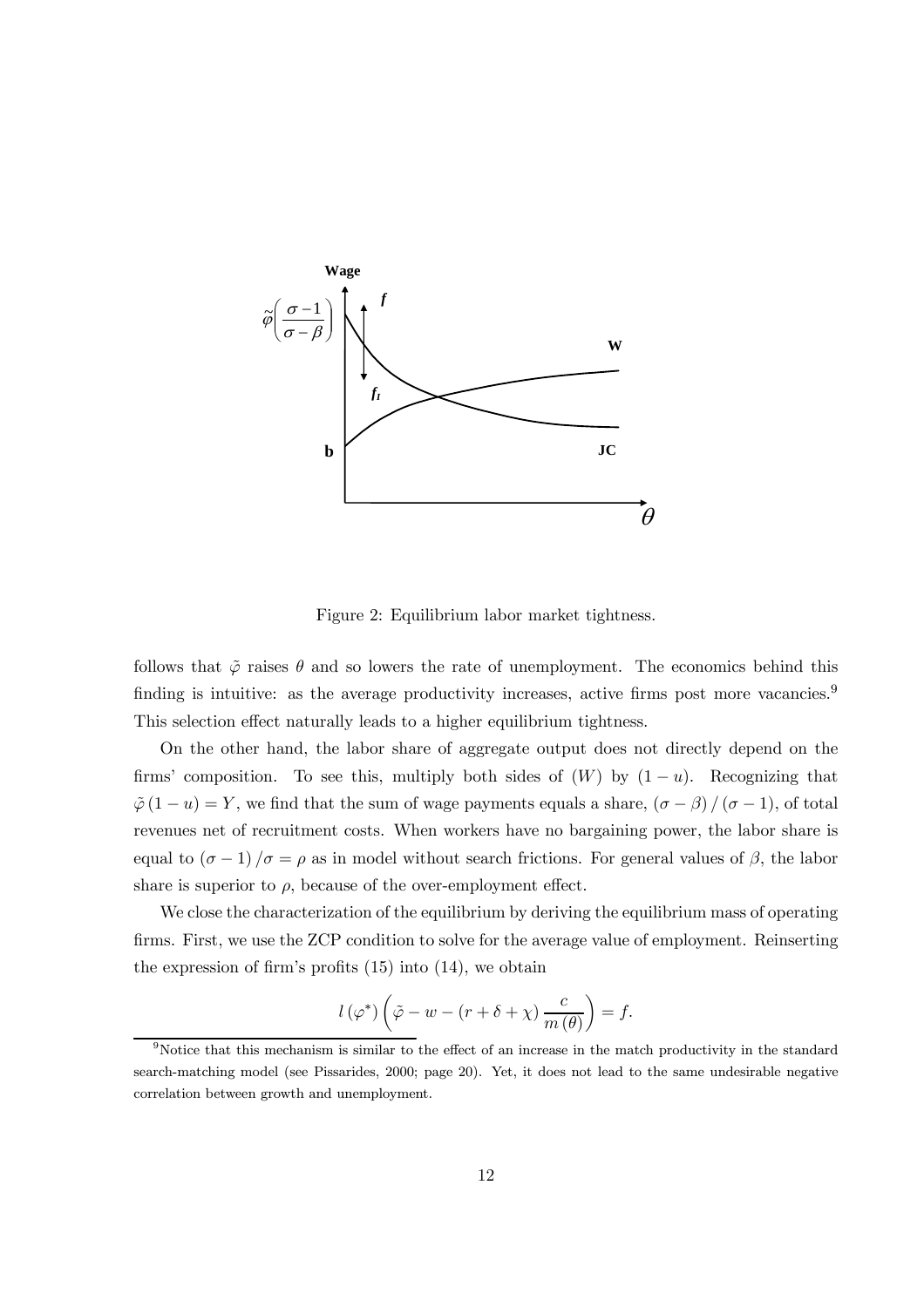Figure 2: Equilibrium labor market tightness.

follows that $\tilde{\varphi}$ raises $\theta$ and so lowers the rate of unemployment. The economics behind this finding is intuitive: as the average productivity increases, active firms post more vacancies.[9] This selection effect naturally leads to a higher equilibrium tightness.

On the other hand, the labor share of aggregate output does not directly depend on the firms' composition. To see this, multiply both sides of $(W)$ by $(1-u)$. Recognizing that $\tilde{\varphi}(1-u) = Y$, we find that the sum of wage payments equals a share, $(\sigma - \beta)/(\sigma - 1)$, of total revenues net of recruitment costs. When workers have no bargaining power, the labor share is equal to $(\sigma - 1)/\sigma = \rho$ as in model without search frictions. For general values of $\beta$, the labor share is superior to $\rho$, because of the over-employment effect.

We close the characterization of the equilibrium by deriving the equilibrium mass of operating firms. First, we use the ZCP condition to solve for the average value of employment. Reinserting the expression of firm's profits (15) into (14), we obtain

$$l(\varphi^*)\left(\tilde{\varphi} - w - (r + \delta + \chi)\frac{c}{m(\theta)}\right) = f.$$

[9] Notice that this mechanism is similar to the effect of an increase in the match productivity in the standard search-matching model (see Pissarides, 2000; page 20). Yet, it does not lead to the same undesirable negative correlation between growth and unemployment.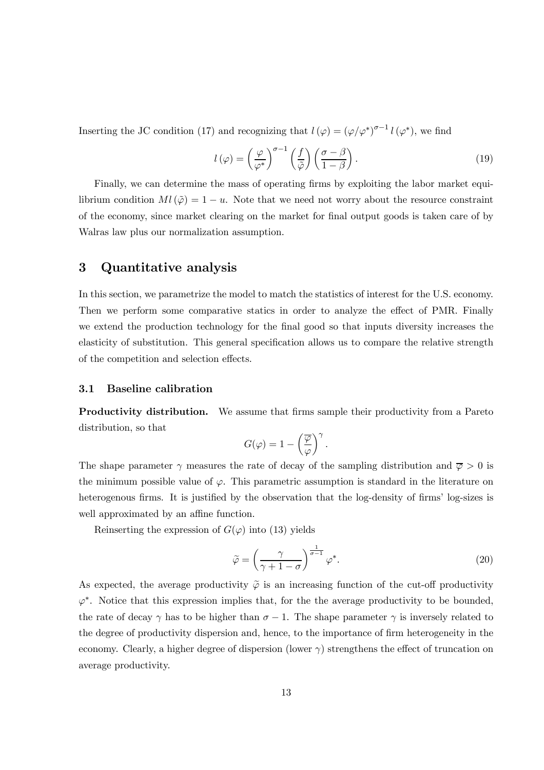Inserting the JC condition (17) and recognizing that $l(\varphi) = (\varphi/\varphi^*)^{\sigma-1} l(\varphi^*)$, we find

$$l(\varphi) = \left(\frac{\varphi}{\varphi^*}\right)^{\sigma-1} \left(\frac{f}{\tilde{\varphi}}\right) \left(\frac{\sigma - \beta}{1-\beta}\right). \tag{19}$$

Finally, we can determine the mass of operating firms by exploiting the labor market equilibrium condition $Ml(\tilde{\varphi}) = 1 - u$. Note that we need not worry about the resource constraint of the economy, since market clearing on the market for final output goods is taken care of by Walras law plus our normalization assumption.

## 3 Quantitative analysis

In this section, we parametrize the model to match the statistics of interest for the U.S. economy. Then we perform some comparative statics in order to analyze the effect of PMR. Finally we extend the production technology for the final good so that inputs diversity increases the elasticity of substitution. This general specification allows us to compare the relative strength of the competition and selection effects.

### 3.1 Baseline calibration

**Productivity distribution.** We assume that firms sample their productivity from a Pareto distribution, so that

$$G(\varphi) = 1 - \left(\frac{\overline{\varphi}}{\varphi}\right)^{\gamma}.$$

The shape parameter $\gamma$ measures the rate of decay of the sampling distribution and $\overline{\varphi} > 0$ is the minimum possible value of $\varphi$. This parametric assumption is standard in the literature on heterogenous firms. It is justified by the observation that the log-density of firms' log-sizes is well approximated by an affine function.

Reinserting the expression of $G(\varphi)$ into (13) yields

$$\widetilde{\varphi} = \left(\frac{\gamma}{\gamma + 1 - \sigma}\right)^{\frac{1}{\sigma-1}} \varphi^*. \tag{20}$$

As expected, the average productivity $\widetilde{\varphi}$ is an increasing function of the cut-off productivity $\varphi^*$. Notice that this expression implies that, for the the average productivity to be bounded, the rate of decay $\gamma$ has to be higher than $\sigma - 1$. The shape parameter $\gamma$ is inversely related to the degree of productivity dispersion and, hence, to the importance of firm heterogeneity in the economy. Clearly, a higher degree of dispersion (lower $\gamma$) strengthens the effect of truncation on average productivity.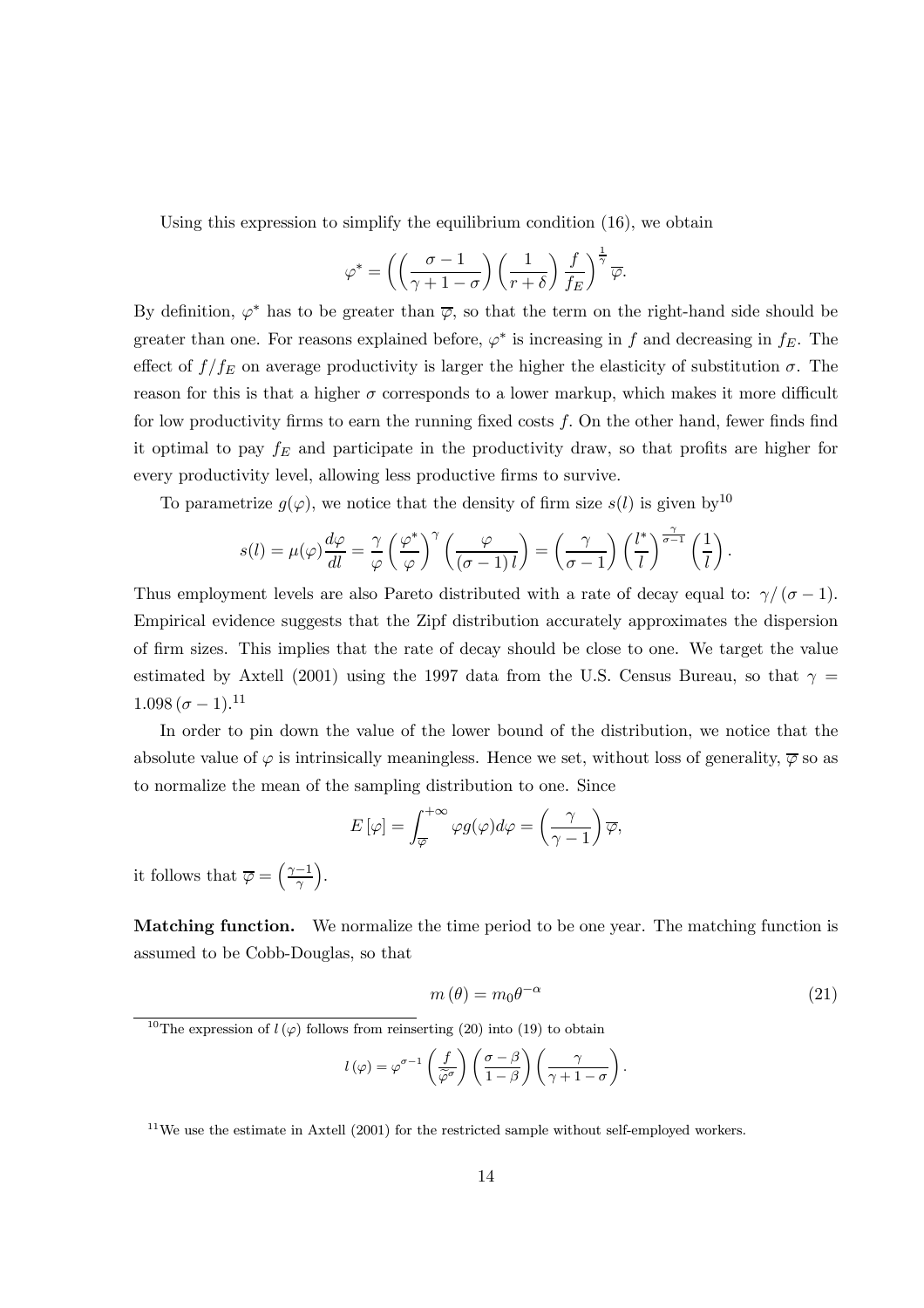Using this expression to simplify the equilibrium condition (16), we obtain

$$\varphi^* = \left( \left( \frac{\sigma - 1}{\gamma + 1 - \sigma} \right) \left( \frac{1}{r + \delta} \right) \frac{f}{f_E} \right)^{\frac{1}{\gamma}} \overline{\varphi}.$$

By definition, $\varphi^*$ has to be greater than $\overline{\varphi}$, so that the term on the right-hand side should be greater than one. For reasons explained before, $\varphi^*$ is increasing in $f$ and decreasing in $f_E$. The effect of $f/f_E$ on average productivity is larger the higher the elasticity of substitution $\sigma$. The reason for this is that a higher $\sigma$ corresponds to a lower markup, which makes it more difficult for low productivity firms to earn the running fixed costs $f$. On the other hand, fewer finds find it optimal to pay $f_E$ and participate in the productivity draw, so that profits are higher for every productivity level, allowing less productive firms to survive.

To parametrize $g(\varphi)$, we notice that the density of firm size $s(l)$ is given by[10]

$$s(l) = \mu(\varphi) \frac{d\varphi}{dl} = \frac{\gamma}{\varphi} \left( \frac{\varphi^*}{\varphi} \right)^{\gamma} \left( \frac{\varphi}{(\sigma - 1) l} \right) = \left( \frac{\gamma}{\sigma - 1} \right) \left( \frac{l^*}{l} \right)^{\frac{\gamma}{\sigma - 1}} \left( \frac{1}{l} \right).$$

Thus employment levels are also Pareto distributed with a rate of decay equal to: $\gamma/(\sigma - 1)$. Empirical evidence suggests that the Zipf distribution accurately approximates the dispersion of firm sizes. This implies that the rate of decay should be close to one. We target the value estimated by Axtell (2001) using the 1997 data from the U.S. Census Bureau, so that $\gamma = 1.098\,(\sigma - 1)$.[11]

In order to pin down the value of the lower bound of the distribution, we notice that the absolute value of $\varphi$ is intrinsically meaningless. Hence we set, without loss of generality, $\overline{\varphi}$ so as to normalize the mean of the sampling distribution to one. Since

$$E[\varphi] = \int_{\overline{\varphi}}^{+\infty} \varphi g(\varphi) d\varphi = \left( \frac{\gamma}{\gamma - 1} \right) \overline{\varphi},$$

it follows that $\overline{\varphi} = \left( \frac{\gamma - 1}{\gamma} \right)$.

**Matching function.** We normalize the time period to be one year. The matching function is assumed to be Cobb-Douglas, so that

$$m(\theta) = m_0 \theta^{-\alpha} \tag{21}$$

[10] The expression of $l(\varphi)$ follows from reinserting (20) into (19) to obtain

$$l(\varphi) = \varphi^{\sigma - 1} \left( \frac{f}{\tilde{\varphi}^{\sigma}} \right) \left( \frac{\sigma - \beta}{1 - \beta} \right) \left( \frac{\gamma}{\gamma + 1 - \sigma} \right).$$

[11] We use the estimate in Axtell (2001) for the restricted sample without self-employed workers.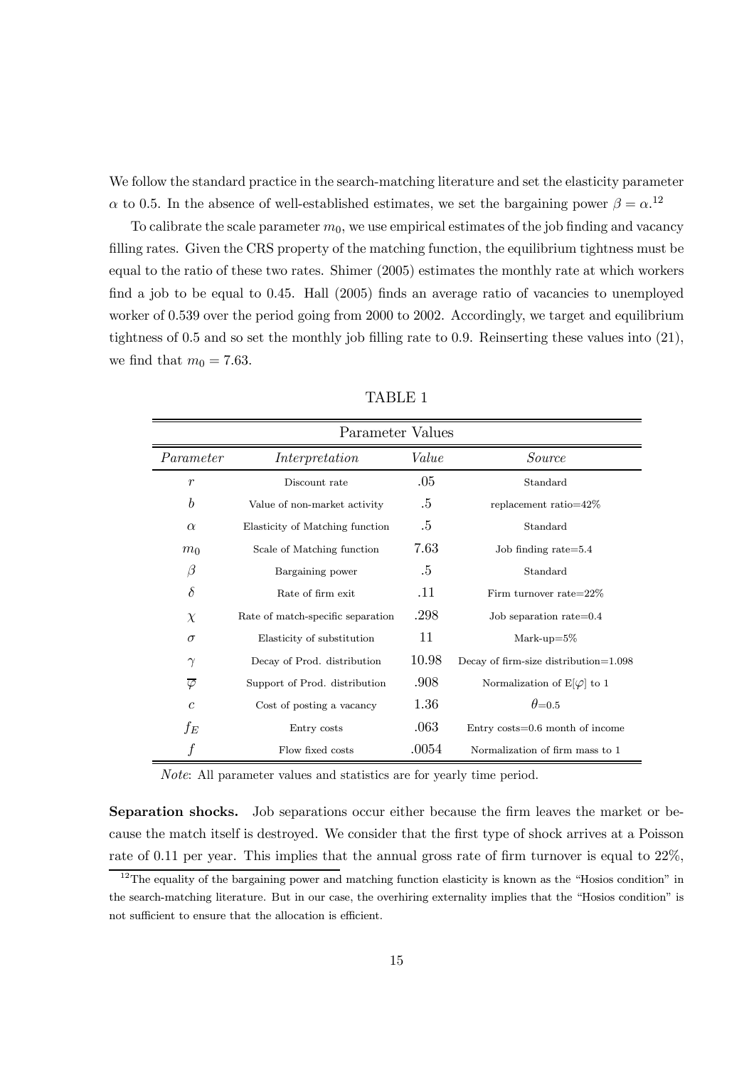We follow the standard practice in the search-matching literature and set the elasticity parameter $\alpha$ to 0.5. In the absence of well-established estimates, we set the bargaining power $\beta = \alpha$.[12]

To calibrate the scale parameter $m_0$, we use empirical estimates of the job finding and vacancy filling rates. Given the CRS property of the matching function, the equilibrium tightness must be equal to the ratio of these two rates. Shimer (2005) estimates the monthly rate at which workers find a job to be equal to 0.45. Hall (2005) finds an average ratio of vacancies to unemployed worker of 0.539 over the period going from 2000 to 2002. Accordingly, we target and equilibrium tightness of 0.5 and so set the monthly job filling rate to 0.9. Reinserting these values into (21), we find that $m_0 = 7.63$.

TABLE 1

| Parameter Values | | | |
|---|---|---|---|
| *Parameter* | *Interpretation* | *Value* | *Source* |
| $r$ | Discount rate | .05 | Standard |
| $b$ | Value of non-market activity | .5 | replacement ratio=42% |
| $\alpha$ | Elasticity of Matching function | .5 | Standard |
| $m_0$ | Scale of Matching function | 7.63 | Job finding rate=5.4 |
| $\beta$ | Bargaining power | .5 | Standard |
| $\delta$ | Rate of firm exit | .11 | Firm turnover rate=22% |
| $\chi$ | Rate of match-specific separation | .298 | Job separation rate=0.4 |
| $\sigma$ | Elasticity of substitution | 11 | Mark-up=5% |
| $\gamma$ | Decay of Prod. distribution | 10.98 | Decay of firm-size distribution=1.098 |
| $\overline{\varphi}$ | Support of Prod. distribution | .908 | Normalization of E[$\varphi$] to 1 |
| $c$ | Cost of posting a vacancy | 1.36 | $\theta$=0.5 |
| $f_E$ | Entry costs | .063 | Entry costs=0.6 month of income |
| $f$ | Flow fixed costs | .0054 | Normalization of firm mass to 1 |

*Note*: All parameter values and statistics are for yearly time period.

**Separation shocks.** Job separations occur either because the firm leaves the market or because the match itself is destroyed. We consider that the first type of shock arrives at a Poisson rate of 0.11 per year. This implies that the annual gross rate of firm turnover is equal to 22%,

[12] The equality of the bargaining power and matching function elasticity is known as the "Hosios condition" in the search-matching literature. But in our case, the overhiring externality implies that the "Hosios condition" is not sufficient to ensure that the allocation is efficient.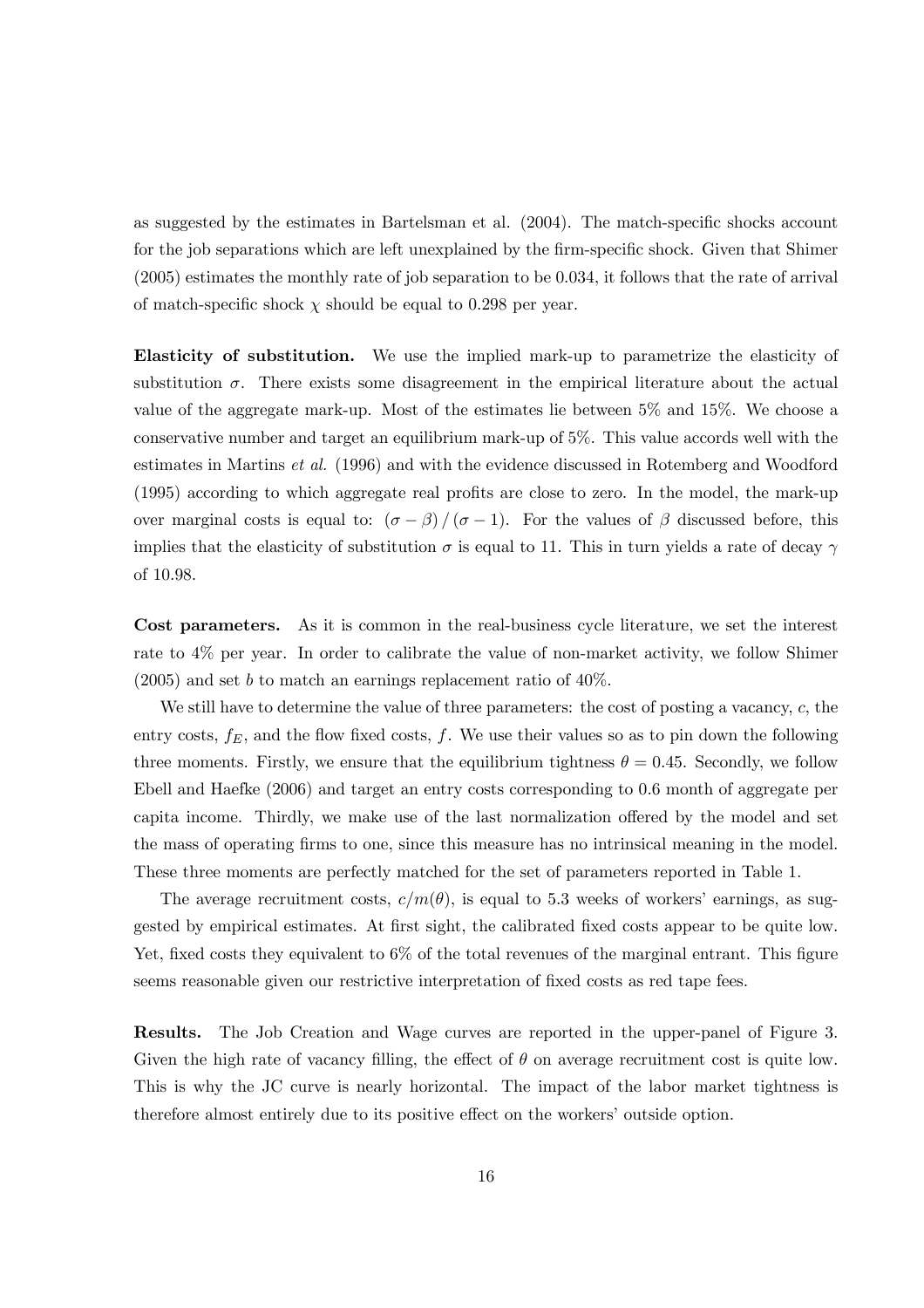as suggested by the estimates in Bartelsman et al. (2004). The match-specific shocks account for the job separations which are left unexplained by the firm-specific shock. Given that Shimer (2005) estimates the monthly rate of job separation to be 0.034, it follows that the rate of arrival of match-specific shock $\chi$ should be equal to 0.298 per year.

**Elasticity of substitution.** We use the implied mark-up to parametrize the elasticity of substitution $\sigma$. There exists some disagreement in the empirical literature about the actual value of the aggregate mark-up. Most of the estimates lie between 5% and 15%. We choose a conservative number and target an equilibrium mark-up of 5%. This value accords well with the estimates in Martins *et al.* (1996) and with the evidence discussed in Rotemberg and Woodford (1995) according to which aggregate real profits are close to zero. In the model, the mark-up over marginal costs is equal to: $(\sigma - \beta) / (\sigma - 1)$. For the values of $\beta$ discussed before, this implies that the elasticity of substitution $\sigma$ is equal to 11. This in turn yields a rate of decay $\gamma$ of 10.98.

**Cost parameters.** As it is common in the real-business cycle literature, we set the interest rate to 4% per year. In order to calibrate the value of non-market activity, we follow Shimer (2005) and set $b$ to match an earnings replacement ratio of 40%.

We still have to determine the value of three parameters: the cost of posting a vacancy, $c$, the entry costs, $f_E$, and the flow fixed costs, $f$. We use their values so as to pin down the following three moments. Firstly, we ensure that the equilibrium tightness $\theta = 0.45$. Secondly, we follow Ebell and Haefke (2006) and target an entry costs corresponding to 0.6 month of aggregate per capita income. Thirdly, we make use of the last normalization offered by the model and set the mass of operating firms to one, since this measure has no intrinsical meaning in the model. These three moments are perfectly matched for the set of parameters reported in Table 1.

The average recruitment costs, $c/m(\theta)$, is equal to 5.3 weeks of workers' earnings, as suggested by empirical estimates. At first sight, the calibrated fixed costs appear to be quite low. Yet, fixed costs they equivalent to 6% of the total revenues of the marginal entrant. This figure seems reasonable given our restrictive interpretation of fixed costs as red tape fees.

**Results.** The Job Creation and Wage curves are reported in the upper-panel of Figure 3. Given the high rate of vacancy filling, the effect of $\theta$ on average recruitment cost is quite low. This is why the JC curve is nearly horizontal. The impact of the labor market tightness is therefore almost entirely due to its positive effect on the workers' outside option.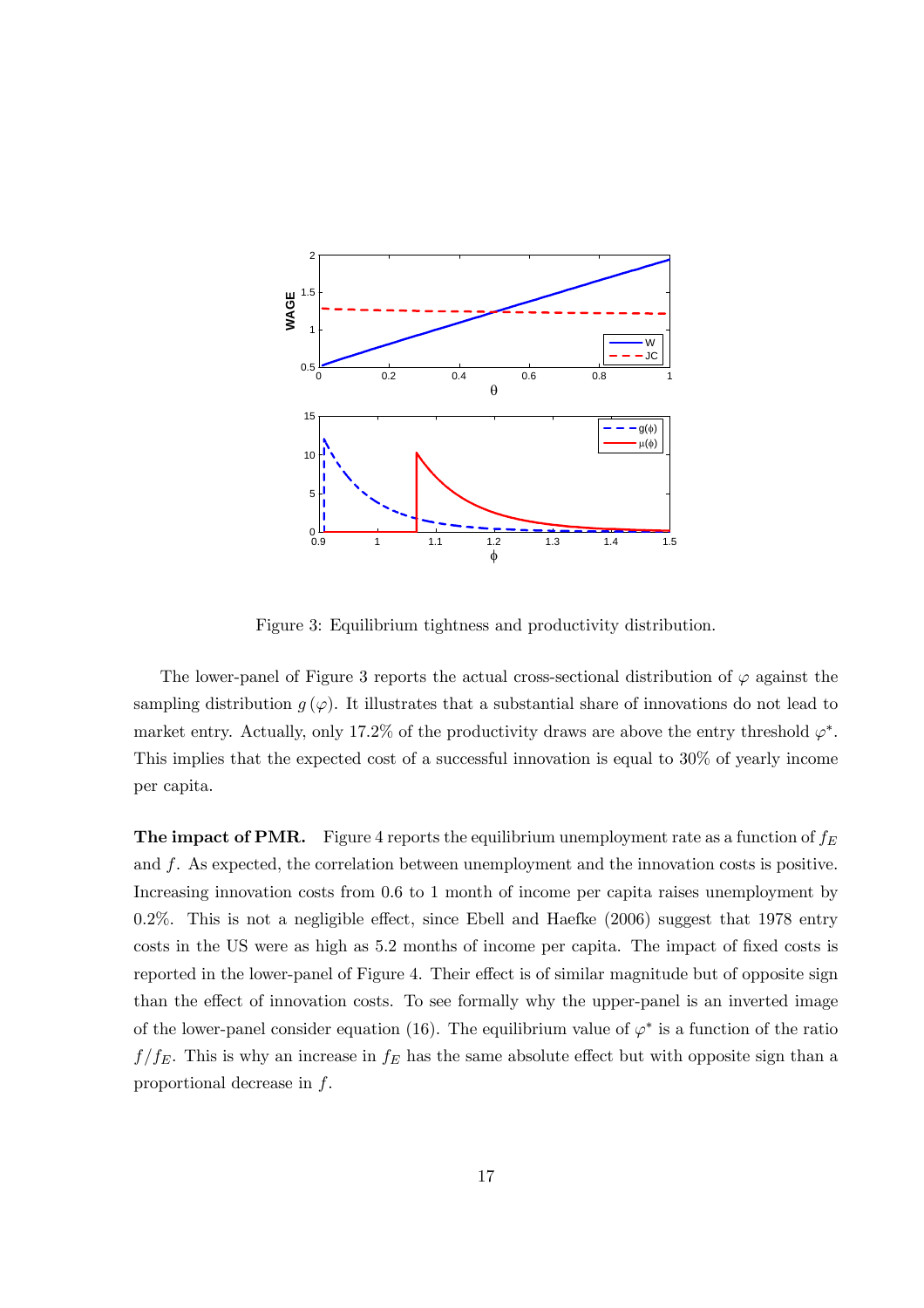Figure 3: Equilibrium tightness and productivity distribution.

The lower-panel of Figure 3 reports the actual cross-sectional distribution of $\varphi$ against the sampling distribution $g(\varphi)$. It illustrates that a substantial share of innovations do not lead to market entry. Actually, only 17.2% of the productivity draws are above the entry threshold $\varphi^*$. This implies that the expected cost of a successful innovation is equal to 30% of yearly income per capita.

**The impact of PMR.** Figure 4 reports the equilibrium unemployment rate as a function of $f_E$ and $f$. As expected, the correlation between unemployment and the innovation costs is positive. Increasing innovation costs from 0.6 to 1 month of income per capita raises unemployment by 0.2%. This is not a negligible effect, since Ebell and Haefke (2006) suggest that 1978 entry costs in the US were as high as 5.2 months of income per capita. The impact of fixed costs is reported in the lower-panel of Figure 4. Their effect is of similar magnitude but of opposite sign than the effect of innovation costs. To see formally why the upper-panel is an inverted image of the lower-panel consider equation (16). The equilibrium value of $\varphi^*$ is a function of the ratio $f/f_E$. This is why an increase in $f_E$ has the same absolute effect but with opposite sign than a proportional decrease in $f$.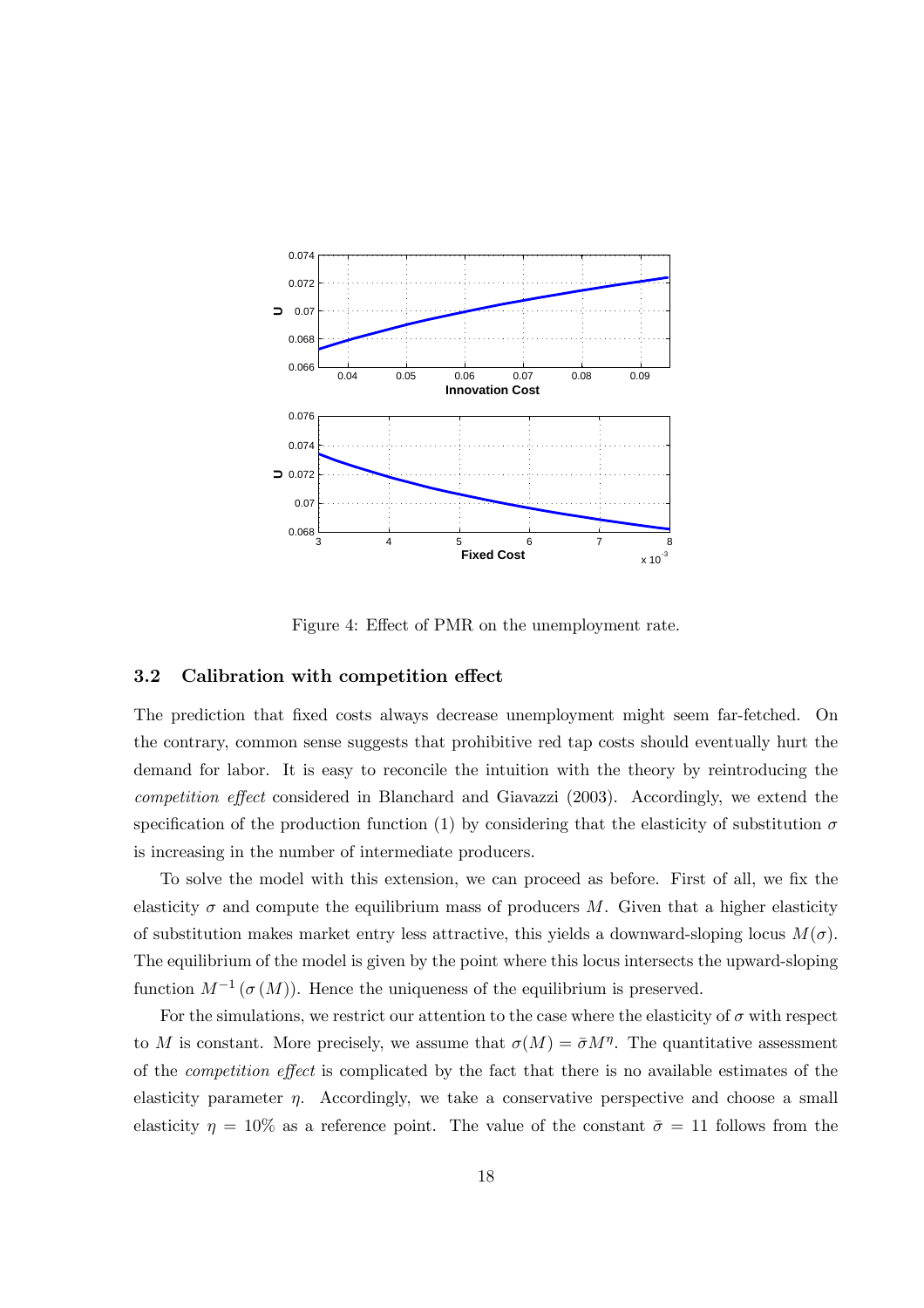Figure 4: Effect of PMR on the unemployment rate.

### 3.2 Calibration with competition effect

The prediction that fixed costs always decrease unemployment might seem far-fetched. On the contrary, common sense suggests that prohibitive red tap costs should eventually hurt the demand for labor. It is easy to reconcile the intuition with the theory by reintroducing the *competition effect* considered in Blanchard and Giavazzi (2003). Accordingly, we extend the specification of the production function (1) by considering that the elasticity of substitution $\sigma$ is increasing in the number of intermediate producers.

To solve the model with this extension, we can proceed as before. First of all, we fix the elasticity $\sigma$ and compute the equilibrium mass of producers $M$. Given that a higher elasticity of substitution makes market entry less attractive, this yields a downward-sloping locus $M(\sigma)$. The equilibrium of the model is given by the point where this locus intersects the upward-sloping function $M^{-1}(\sigma(M))$. Hence the uniqueness of the equilibrium is preserved.

For the simulations, we restrict our attention to the case where the elasticity of $\sigma$ with respect to $M$ is constant. More precisely, we assume that $\sigma(M) = \bar{\sigma}M^{\eta}$. The quantitative assessment of the *competition effect* is complicated by the fact that there is no available estimates of the elasticity parameter $\eta$. Accordingly, we take a conservative perspective and choose a small elasticity $\eta = 10\%$ as a reference point. The value of the constant $\bar{\sigma} = 11$ follows from the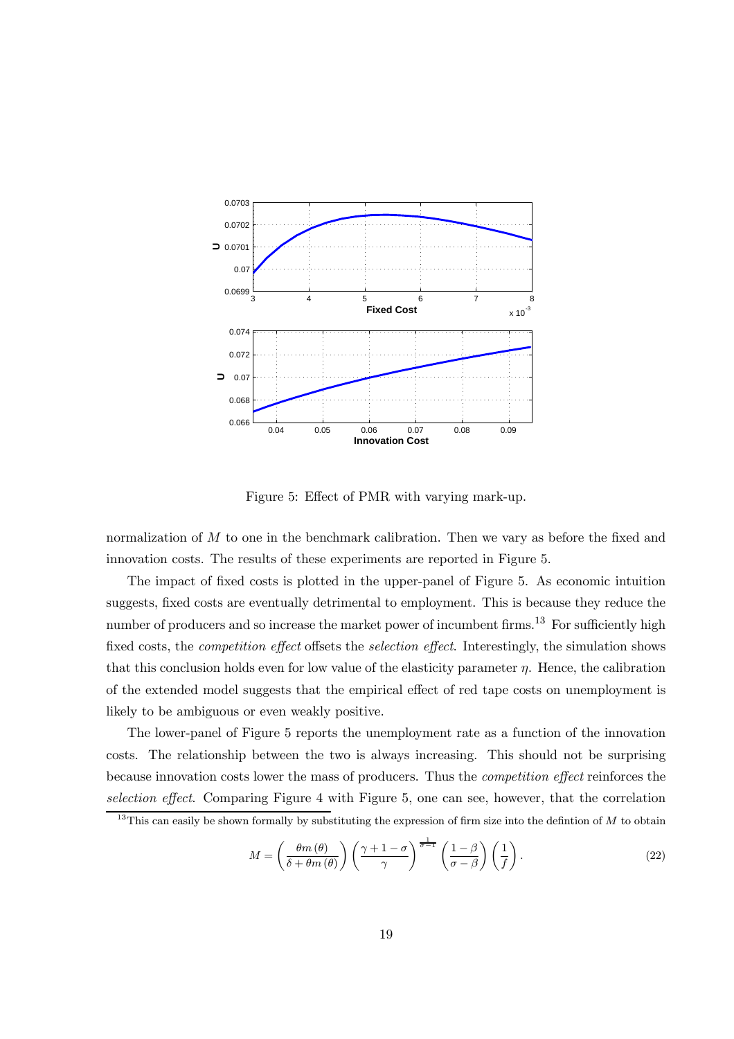Figure 5: Effect of PMR with varying mark-up.

normalization of $M$ to one in the benchmark calibration. Then we vary as before the fixed and innovation costs. The results of these experiments are reported in Figure 5.

The impact of fixed costs is plotted in the upper-panel of Figure 5. As economic intuition suggests, fixed costs are eventually detrimental to employment. This is because they reduce the number of producers and so increase the market power of incumbent firms.[13] For sufficiently high fixed costs, the *competition effect* offsets the *selection effect*. Interestingly, the simulation shows that this conclusion holds even for low value of the elasticity parameter $\eta$. Hence, the calibration of the extended model suggests that the empirical effect of red tape costs on unemployment is likely to be ambiguous or even weakly positive.

The lower-panel of Figure 5 reports the unemployment rate as a function of the innovation costs. The relationship between the two is always increasing. This should not be surprising because innovation costs lower the mass of producers. Thus the *competition effect* reinforces the *selection effect*. Comparing Figure 4 with Figure 5, one can see, however, that the correlation

[13] This can easily be shown formally by substituting the expression of firm size into the defintion of $M$ to obtain

$$M = \left(\frac{\theta m(\theta)}{\delta + \theta m(\theta)}\right) \left(\frac{\gamma + 1 - \sigma}{\gamma}\right)^{\frac{1}{\sigma - 1}} \left(\frac{1 - \beta}{\sigma - \beta}\right) \left(\frac{1}{f}\right). \tag{22}$$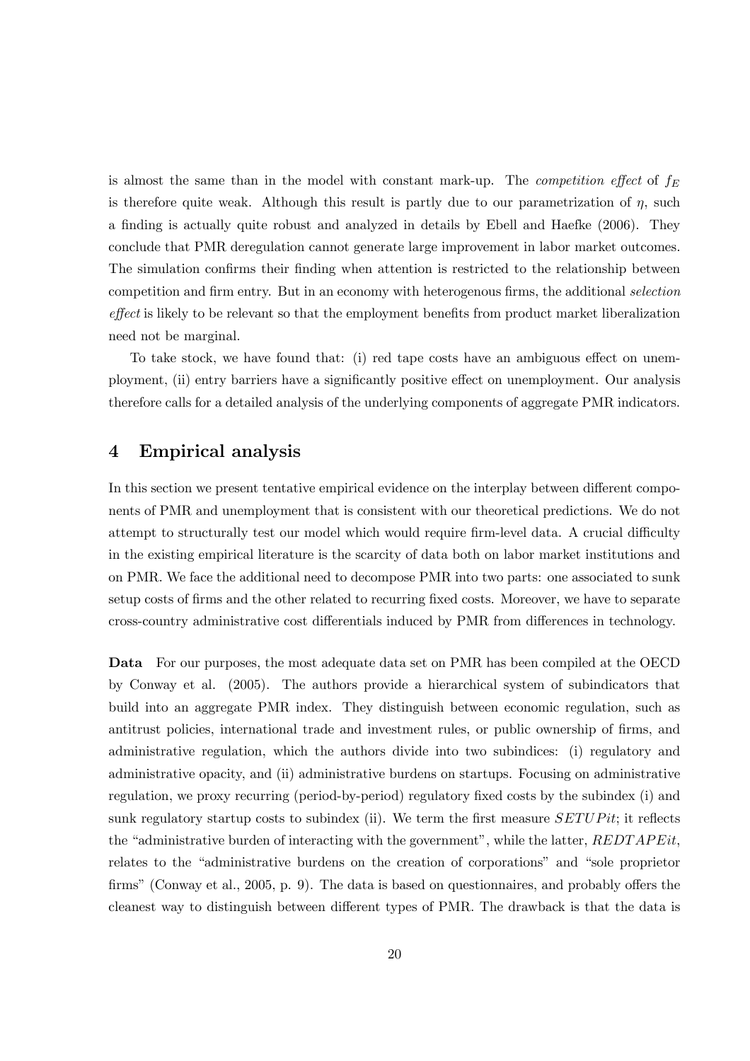is almost the same than in the model with constant mark-up. The *competition effect* of $f_E$ is therefore quite weak. Although this result is partly due to our parametrization of $\eta$, such a finding is actually quite robust and analyzed in details by Ebell and Haefke (2006). They conclude that PMR deregulation cannot generate large improvement in labor market outcomes. The simulation confirms their finding when attention is restricted to the relationship between competition and firm entry. But in an economy with heterogenous firms, the additional *selection effect* is likely to be relevant so that the employment benefits from product market liberalization need not be marginal.

To take stock, we have found that: (i) red tape costs have an ambiguous effect on unemployment, (ii) entry barriers have a significantly positive effect on unemployment. Our analysis therefore calls for a detailed analysis of the underlying components of aggregate PMR indicators.

## 4 Empirical analysis

In this section we present tentative empirical evidence on the interplay between different components of PMR and unemployment that is consistent with our theoretical predictions. We do not attempt to structurally test our model which would require firm-level data. A crucial difficulty in the existing empirical literature is the scarcity of data both on labor market institutions and on PMR. We face the additional need to decompose PMR into two parts: one associated to sunk setup costs of firms and the other related to recurring fixed costs. Moreover, we have to separate cross-country administrative cost differentials induced by PMR from differences in technology.

**Data** For our purposes, the most adequate data set on PMR has been compiled at the OECD by Conway et al. (2005). The authors provide a hierarchical system of subindicators that build into an aggregate PMR index. They distinguish between economic regulation, such as antitrust policies, international trade and investment rules, or public ownership of firms, and administrative regulation, which the authors divide into two subindices: (i) regulatory and administrative opacity, and (ii) administrative burdens on startups. Focusing on administrative regulation, we proxy recurring (period-by-period) regulatory fixed costs by the subindex (i) and sunk regulatory startup costs to subindex (ii). We term the first measure $SETUPit$; it reflects the "administrative burden of interacting with the government", while the latter, $REDTAPEit$, relates to the "administrative burdens on the creation of corporations" and "sole proprietor firms" (Conway et al., 2005, p. 9). The data is based on questionnaires, and probably offers the cleanest way to distinguish between different types of PMR. The drawback is that the data is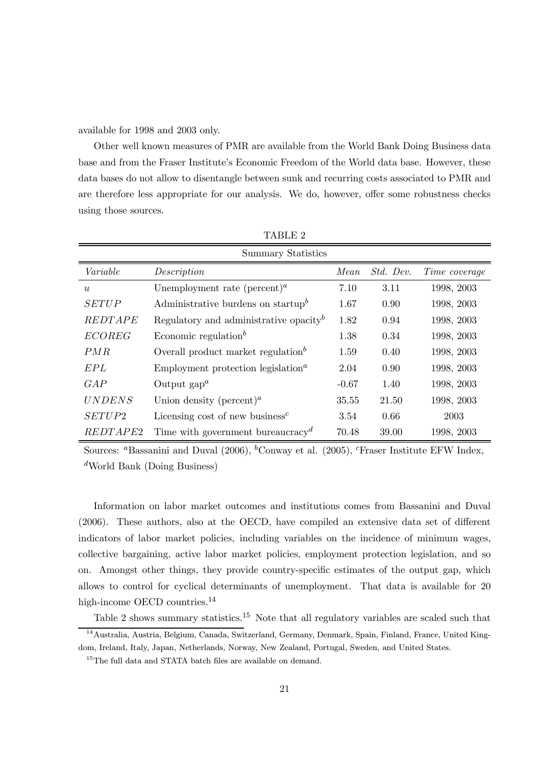available for 1998 and 2003 only.

Other well known measures of PMR are available from the World Bank Doing Business data base and from the Fraser Institute's Economic Freedom of the World data base. However, these data bases do not allow to disentangle between sunk and recurring costs associated to PMR and are therefore less appropriate for our analysis. We do, however, offer some robustness checks using those sources.

TABLE 2

Summary Statistics

| *Variable* | *Description* | *Mean* | *Std. Dev.* | *Time coverage* |
|---|---|---|---|---|
| $u$ | Unemployment rate (percent)[a] | 7.10 | 3.11 | 1998, 2003 |
| $SETUP$ | Administrative burdens on startup[b] | 1.67 | 0.90 | 1998, 2003 |
| $REDTAPE$ | Regulatory and administrative opacity[b] | 1.82 | 0.94 | 1998, 2003 |
| $ECOREG$ | Economic regulation[b] | 1.38 | 0.34 | 1998, 2003 |
| $PMR$ | Overall product market regulation[b] | 1.59 | 0.40 | 1998, 2003 |
| $EPL$ | Employment protection legislation[a] | 2.04 | 0.90 | 1998, 2003 |
| $GAP$ | Output gap[a] | -0.67 | 1.40 | 1998, 2003 |
| $UNDENS$ | Union density (percent)[a] | 35.55 | 21.50 | 1998, 2003 |
| $SETUP2$ | Licensing cost of new business[c] | 3.54 | 0.66 | 2003 |
| $REDTAPE2$ | Time with government bureaucracy[d] | 70.48 | 39.00 | 1998, 2003 |

Sources: [a]Bassanini and Duval (2006), [b]Conway et al. (2005), [c]Fraser Institute EFW Index, [d]World Bank (Doing Business)

Information on labor market outcomes and institutions comes from Bassanini and Duval (2006). These authors, also at the OECD, have compiled an extensive data set of different indicators of labor market policies, including variables on the incidence of minimum wages, collective bargaining, active labor market policies, employment protection legislation, and so on. Amongst other things, they provide country-specific estimates of the output gap, which allows to control for cyclical determinants of unemployment. That data is available for 20 high-income OECD countries.[14]

Table 2 shows summary statistics.[15] Note that all regulatory variables are scaled such that

[14] Australia, Austria, Belgium, Canada, Switzerland, Germany, Denmark, Spain, Finland, France, United Kingdom, Ireland, Italy, Japan, Netherlands, Norway, New Zealand, Portugal, Sweden, and United States.

[15] The full data and STATA batch files are available on demand.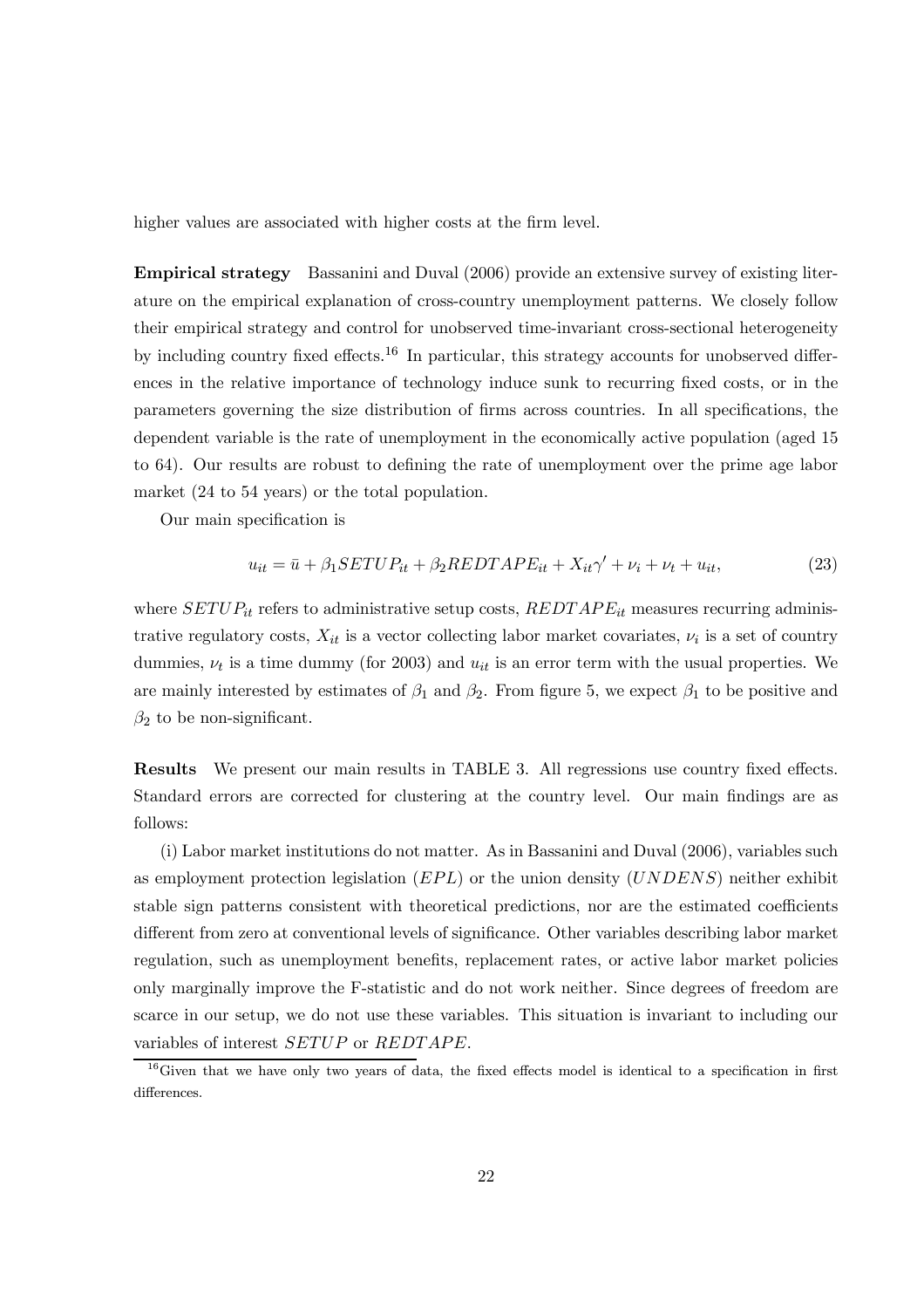higher values are associated with higher costs at the firm level.

**Empirical strategy** Bassanini and Duval (2006) provide an extensive survey of existing literature on the empirical explanation of cross-country unemployment patterns. We closely follow their empirical strategy and control for unobserved time-invariant cross-sectional heterogeneity by including country fixed effects.[16] In particular, this strategy accounts for unobserved differences in the relative importance of technology induce sunk to recurring fixed costs, or in the parameters governing the size distribution of firms across countries. In all specifications, the dependent variable is the rate of unemployment in the economically active population (aged 15 to 64). Our results are robust to defining the rate of unemployment over the prime age labor market (24 to 54 years) or the total population.

Our main specification is

$$u_{it} = \bar{u} + \beta_1 SETUP_{it} + \beta_2 REDTAPE_{it} + X_{it}\gamma' + \nu_i + \nu_t + u_{it}, \tag{23}$$

where $SETUP_{it}$ refers to administrative setup costs, $REDTAPE_{it}$ measures recurring administrative regulatory costs, $X_{it}$ is a vector collecting labor market covariates, $\nu_i$ is a set of country dummies, $\nu_t$ is a time dummy (for 2003) and $u_{it}$ is an error term with the usual properties. We are mainly interested by estimates of $\beta_1$ and $\beta_2$. From figure 5, we expect $\beta_1$ to be positive and $\beta_2$ to be non-significant.

**Results** We present our main results in TABLE 3. All regressions use country fixed effects. Standard errors are corrected for clustering at the country level. Our main findings are as follows:

(i) Labor market institutions do not matter. As in Bassanini and Duval (2006), variables such as employment protection legislation ($EPL$) or the union density ($UNDENS$) neither exhibit stable sign patterns consistent with theoretical predictions, nor are the estimated coefficients different from zero at conventional levels of significance. Other variables describing labor market regulation, such as unemployment benefits, replacement rates, or active labor market policies only marginally improve the F-statistic and do not work neither. Since degrees of freedom are scarce in our setup, we do not use these variables. This situation is invariant to including our variables of interest $SETUP$ or $REDTAPE$.

[16] Given that we have only two years of data, the fixed effects model is identical to a specification in first differences.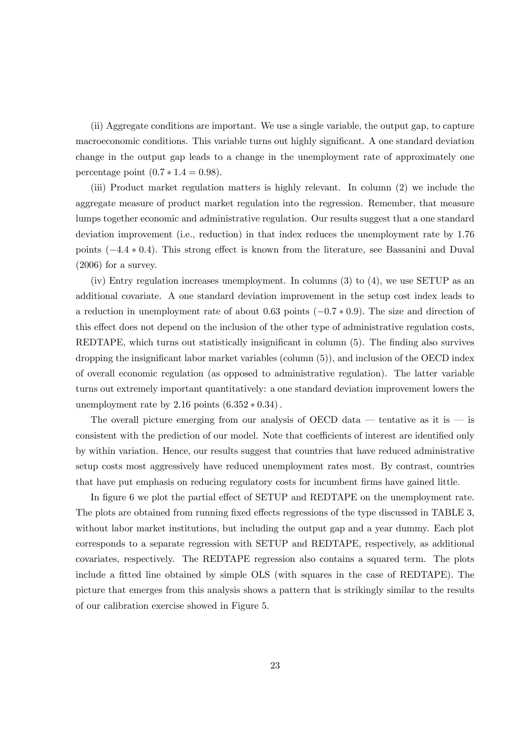(ii) Aggregate conditions are important. We use a single variable, the output gap, to capture macroeconomic conditions. This variable turns out highly significant. A one standard deviation change in the output gap leads to a change in the unemployment rate of approximately one percentage point $(0.7 * 1.4 = 0.98)$.

(iii) Product market regulation matters is highly relevant. In column (2) we include the aggregate measure of product market regulation into the regression. Remember, that measure lumps together economic and administrative regulation. Our results suggest that a one standard deviation improvement (i.e., reduction) in that index reduces the unemployment rate by 1.76 points $(-4.4 * 0.4)$. This strong effect is known from the literature, see Bassanini and Duval (2006) for a survey.

(iv) Entry regulation increases unemployment. In columns (3) to (4), we use SETUP as an additional covariate. A one standard deviation improvement in the setup cost index leads to a reduction in unemployment rate of about 0.63 points $(-0.7 * 0.9)$. The size and direction of this effect does not depend on the inclusion of the other type of administrative regulation costs, REDTAPE, which turns out statistically insignificant in column (5). The finding also survives dropping the insignificant labor market variables (column (5)), and inclusion of the OECD index of overall economic regulation (as opposed to administrative regulation). The latter variable turns out extremely important quantitatively: a one standard deviation improvement lowers the unemployment rate by 2.16 points $(6.352 * 0.34)$.

The overall picture emerging from our analysis of OECD data — tentative as it is — is consistent with the prediction of our model. Note that coefficients of interest are identified only by within variation. Hence, our results suggest that countries that have reduced administrative setup costs most aggressively have reduced unemployment rates most. By contrast, countries that have put emphasis on reducing regulatory costs for incumbent firms have gained little.

In figure 6 we plot the partial effect of SETUP and REDTAPE on the unemployment rate. The plots are obtained from running fixed effects regressions of the type discussed in TABLE 3, without labor market institutions, but including the output gap and a year dummy. Each plot corresponds to a separate regression with SETUP and REDTAPE, respectively, as additional covariates, respectively. The REDTAPE regression also contains a squared term. The plots include a fitted line obtained by simple OLS (with squares in the case of REDTAPE). The picture that emerges from this analysis shows a pattern that is strikingly similar to the results of our calibration exercise showed in Figure 5.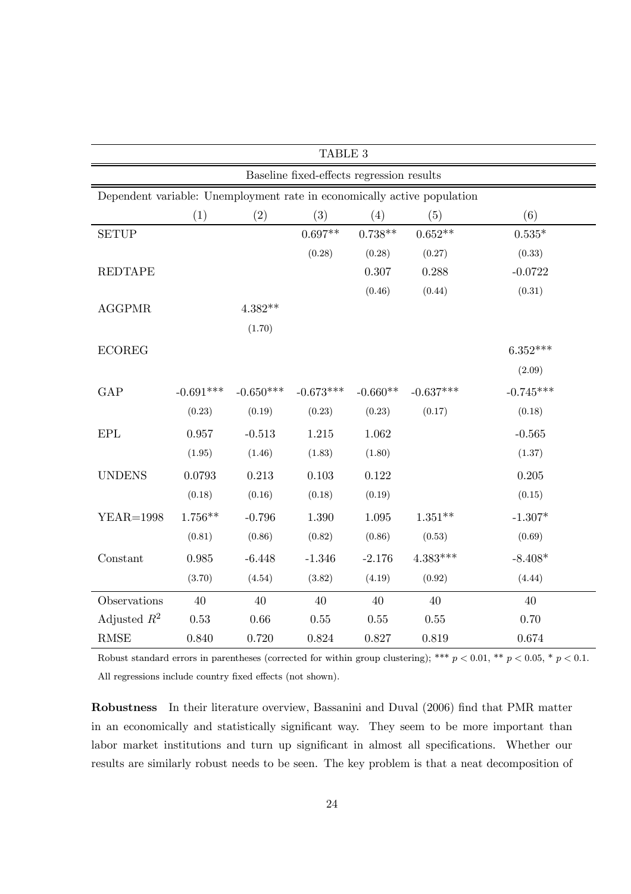TABLE 3

Baseline fixed-effects regression results

Dependent variable: Unemployment rate in economically active population

| | (1) | (2) | (3) | (4) | (5) | (6) |
|---|---|---|---|---|---|---|
| SETUP | | | 0.697** | 0.738** | 0.652** | 0.535* |
| | | | (0.28) | (0.28) | (0.27) | (0.33) |
| REDTAPE | | | | 0.307 | 0.288 | -0.0722 |
| | | | | (0.46) | (0.44) | (0.31) |
| AGGPMR | | 4.382** | | | | |
| | | (1.70) | | | | |
| ECOREG | | | | | | 6.352*** |
| | | | | | | (2.09) |
| GAP | -0.691*** | -0.650*** | -0.673*** | -0.660** | -0.637*** | -0.745*** |
| | (0.23) | (0.19) | (0.23) | (0.23) | (0.17) | (0.18) |
| EPL | 0.957 | -0.513 | 1.215 | 1.062 | | -0.565 |
| | (1.95) | (1.46) | (1.83) | (1.80) | | (1.37) |
| UNDENS | 0.0793 | 0.213 | 0.103 | 0.122 | | 0.205 |
| | (0.18) | (0.16) | (0.18) | (0.19) | | (0.15) |
| YEAR=1998 | 1.756** | -0.796 | 1.390 | 1.095 | 1.351** | -1.307* |
| | (0.81) | (0.86) | (0.82) | (0.86) | (0.53) | (0.69) |
| Constant | 0.985 | -6.448 | -1.346 | -2.176 | 4.383*** | -8.408* |
| | (3.70) | (4.54) | (3.82) | (4.19) | (0.92) | (4.44) |
| Observations | 40 | 40 | 40 | 40 | 40 | 40 |
| Adjusted $R^2$ | 0.53 | 0.66 | 0.55 | 0.55 | 0.55 | 0.70 |
| RMSE | 0.840 | 0.720 | 0.824 | 0.827 | 0.819 | 0.674 |

Robust standard errors in parentheses (corrected for within group clustering); *** $p < 0.01$, ** $p < 0.05$, * $p < 0.1$.
All regressions include country fixed effects (not shown).

**Robustness** In their literature overview, Bassanini and Duval (2006) find that PMR matter in an economically and statistically significant way. They seem to be more important than labor market institutions and turn up significant in almost all specifications. Whether our results are similarly robust needs to be seen. The key problem is that a neat decomposition of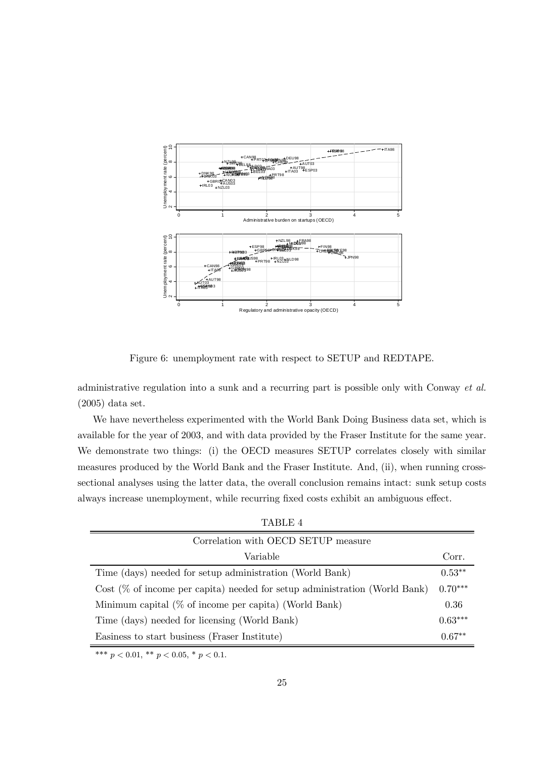Figure 6: unemployment rate with respect to SETUP and REDTAPE.

administrative regulation into a sunk and a recurring part is possible only with Conway *et al.* (2005) data set.

We have nevertheless experimented with the World Bank Doing Business data set, which is available for the year of 2003, and with data provided by the Fraser Institute for the same year. We demonstrate two things: (i) the OECD measures SETUP correlates closely with similar measures produced by the World Bank and the Fraser Institute. And, (ii), when running cross-sectional analyses using the latter data, the overall conclusion remains intact: sunk setup costs always increase unemployment, while recurring fixed costs exhibit an ambiguous effect.

TABLE 4

| Correlation with OECD SETUP measure | |
|---|---|
| Variable | Corr. |
| Time (days) needed for setup administration (World Bank) | $0.53^{**}$ |
| Cost (% of income per capita) needed for setup administration (World Bank) | $0.70^{***}$ |
| Minimum capital (% of income per capita) (World Bank) | 0.36 |
| Time (days) needed for licensing (World Bank) | $0.63^{***}$ |
| Easiness to start business (Fraser Institute) | $0.67^{**}$ |

*** $p < 0.01$, ** $p < 0.05$, * $p < 0.1$.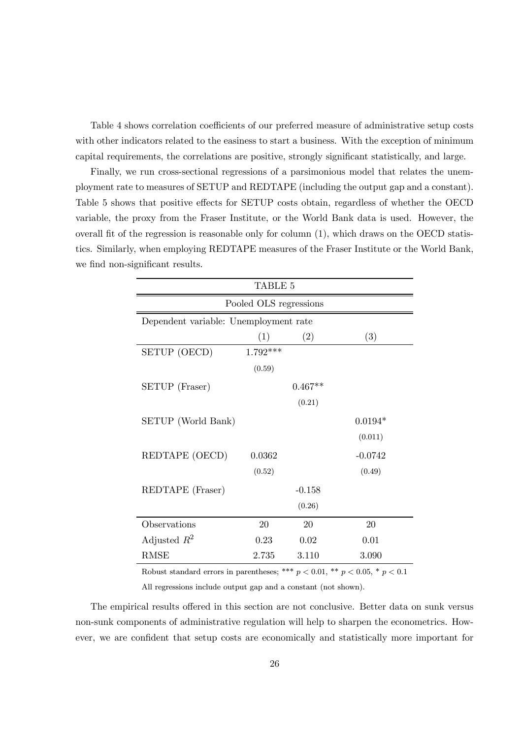Table 4 shows correlation coefficients of our preferred measure of administrative setup costs with other indicators related to the easiness to start a business. With the exception of minimum capital requirements, the correlations are positive, strongly significant statistically, and large.

Finally, we run cross-sectional regressions of a parsimonious model that relates the unemployment rate to measures of SETUP and REDTAPE (including the output gap and a constant). Table 5 shows that positive effects for SETUP costs obtain, regardless of whether the OECD variable, the proxy from the Fraser Institute, or the World Bank data is used. However, the overall fit of the regression is reasonable only for column (1), which draws on the OECD statistics. Similarly, when employing REDTAPE measures of the Fraser Institute or the World Bank, we find non-significant results.

TABLE 5

Pooled OLS regressions

| Dependent variable: Unemployment rate | | | |
|---|---|---|---|
| | (1) | (2) | (3) |
| SETUP (OECD) | 1.792*** | | |
| | (0.59) | | |
| SETUP (Fraser) | | 0.467** | |
| | | (0.21) | |
| SETUP (World Bank) | | | 0.0194* |
| | | | (0.011) |
| REDTAPE (OECD) | 0.0362 | | -0.0742 |
| | (0.52) | | (0.49) |
| REDTAPE (Fraser) | | -0.158 | |
| | | (0.26) | |
| Observations | 20 | 20 | 20 |
| Adjusted $R^2$ | 0.23 | 0.02 | 0.01 |
| RMSE | 2.735 | 3.110 | 3.090 |

Robust standard errors in parentheses; *** $p < 0.01$, ** $p < 0.05$, * $p < 0.1$

All regressions include output gap and a constant (not shown).

The empirical results offered in this section are not conclusive. Better data on sunk versus non-sunk components of administrative regulation will help to sharpen the econometrics. However, we are confident that setup costs are economically and statistically more important for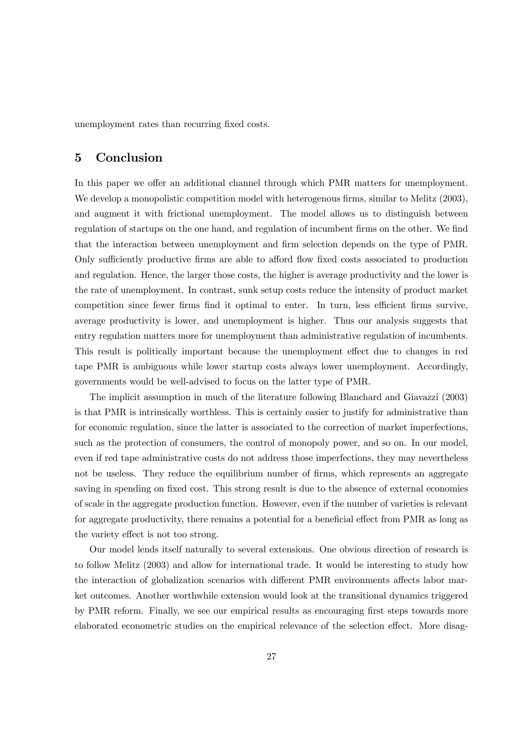unemployment rates than recurring fixed costs.

## 5 Conclusion

In this paper we offer an additional channel through which PMR matters for unemployment. We develop a monopolistic competition model with heterogenous firms, similar to Melitz (2003), and augment it with frictional unemployment. The model allows us to distinguish between regulation of startups on the one hand, and regulation of incumbent firms on the other. We find that the interaction between unemployment and firm selection depends on the type of PMR. Only sufficiently productive firms are able to afford flow fixed costs associated to production and regulation. Hence, the larger those costs, the higher is average productivity and the lower is the rate of unemployment. In contrast, sunk setup costs reduce the intensity of product market competition since fewer firms find it optimal to enter. In turn, less efficient firms survive, average productivity is lower, and unemployment is higher. Thus our analysis suggests that entry regulation matters more for unemployment than administrative regulation of incumbents. This result is politically important because the unemployment effect due to changes in red tape PMR is ambiguous while lower startup costs always lower unemployment. Accordingly, governments would be well-advised to focus on the latter type of PMR.

The implicit assumption in much of the literature following Blanchard and Giavazzi (2003) is that PMR is intrinsically worthless. This is certainly easier to justify for administrative than for economic regulation, since the latter is associated to the correction of market imperfections, such as the protection of consumers, the control of monopoly power, and so on. In our model, even if red tape administrative costs do not address those imperfections, they may nevertheless not be useless. They reduce the equilibrium number of firms, which represents an aggregate saving in spending on fixed cost. This strong result is due to the absence of external economies of scale in the aggregate production function. However, even if the number of varieties is relevant for aggregate productivity, there remains a potential for a beneficial effect from PMR as long as the variety effect is not too strong.

Our model lends itself naturally to several extensions. One obvious direction of research is to follow Melitz (2003) and allow for international trade. It would be interesting to study how the interaction of globalization scenarios with different PMR environments affects labor market outcomes. Another worthwhile extension would look at the transitional dynamics triggered by PMR reform. Finally, we see our empirical results as encouraging first steps towards more elaborated econometric studies on the empirical relevance of the selection effect. More disag-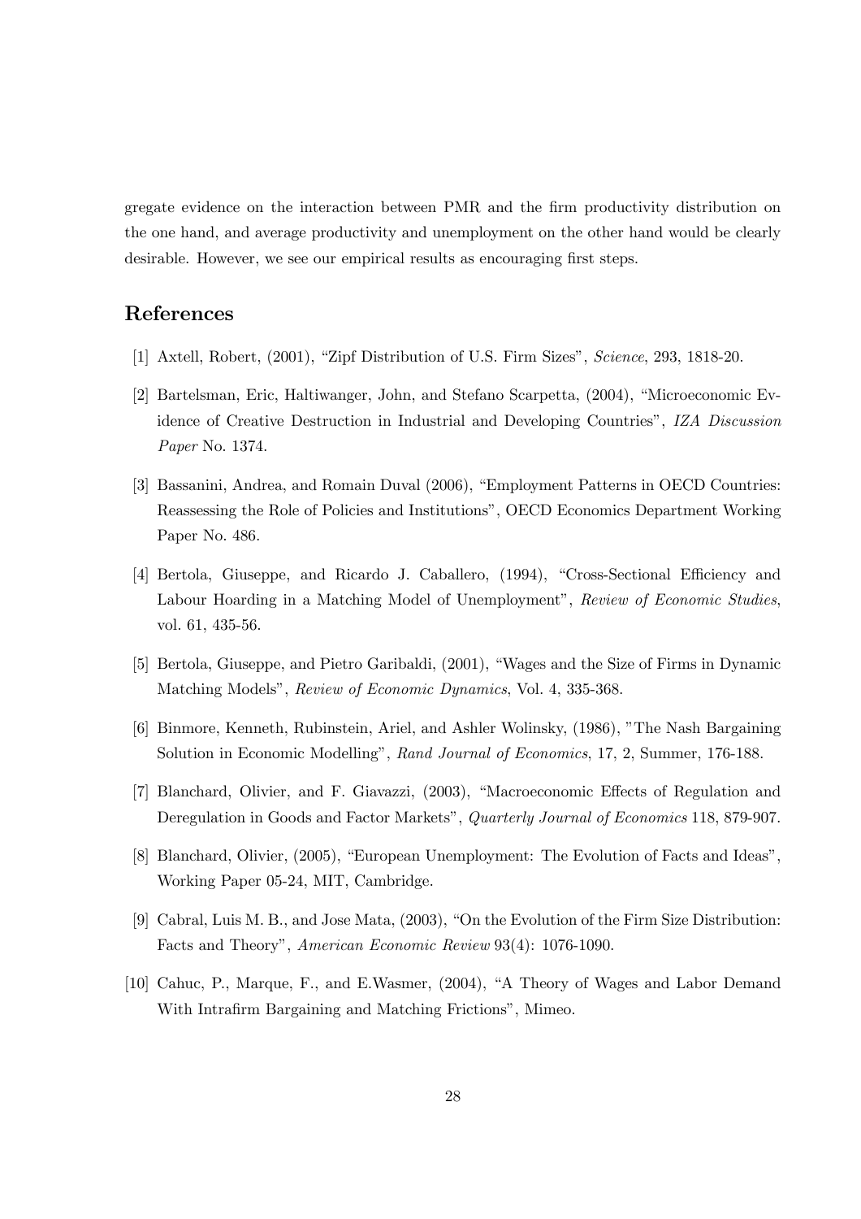gregate evidence on the interaction between PMR and the firm productivity distribution on the one hand, and average productivity and unemployment on the other hand would be clearly desirable. However, we see our empirical results as encouraging first steps.

## References

[1] Axtell, Robert, (2001), "Zipf Distribution of U.S. Firm Sizes", *Science*, 293, 1818-20.

[2] Bartelsman, Eric, Haltiwanger, John, and Stefano Scarpetta, (2004), "Microeconomic Evidence of Creative Destruction in Industrial and Developing Countries", *IZA Discussion Paper* No. 1374.

[3] Bassanini, Andrea, and Romain Duval (2006), "Employment Patterns in OECD Countries: Reassessing the Role of Policies and Institutions", OECD Economics Department Working Paper No. 486.

[4] Bertola, Giuseppe, and Ricardo J. Caballero, (1994), "Cross-Sectional Efficiency and Labour Hoarding in a Matching Model of Unemployment", *Review of Economic Studies*, vol. 61, 435-56.

[5] Bertola, Giuseppe, and Pietro Garibaldi, (2001), "Wages and the Size of Firms in Dynamic Matching Models", *Review of Economic Dynamics*, Vol. 4, 335-368.

[6] Binmore, Kenneth, Rubinstein, Ariel, and Ashler Wolinsky, (1986), "The Nash Bargaining Solution in Economic Modelling", *Rand Journal of Economics*, 17, 2, Summer, 176-188.

[7] Blanchard, Olivier, and F. Giavazzi, (2003), "Macroeconomic Effects of Regulation and Deregulation in Goods and Factor Markets", *Quarterly Journal of Economics* 118, 879-907.

[8] Blanchard, Olivier, (2005), "European Unemployment: The Evolution of Facts and Ideas", Working Paper 05-24, MIT, Cambridge.

[9] Cabral, Luis M. B., and Jose Mata, (2003), "On the Evolution of the Firm Size Distribution: Facts and Theory", *American Economic Review* 93(4): 1076-1090.

[10] Cahuc, P., Marque, F., and E.Wasmer, (2004), "A Theory of Wages and Labor Demand With Intrafirm Bargaining and Matching Frictions", Mimeo.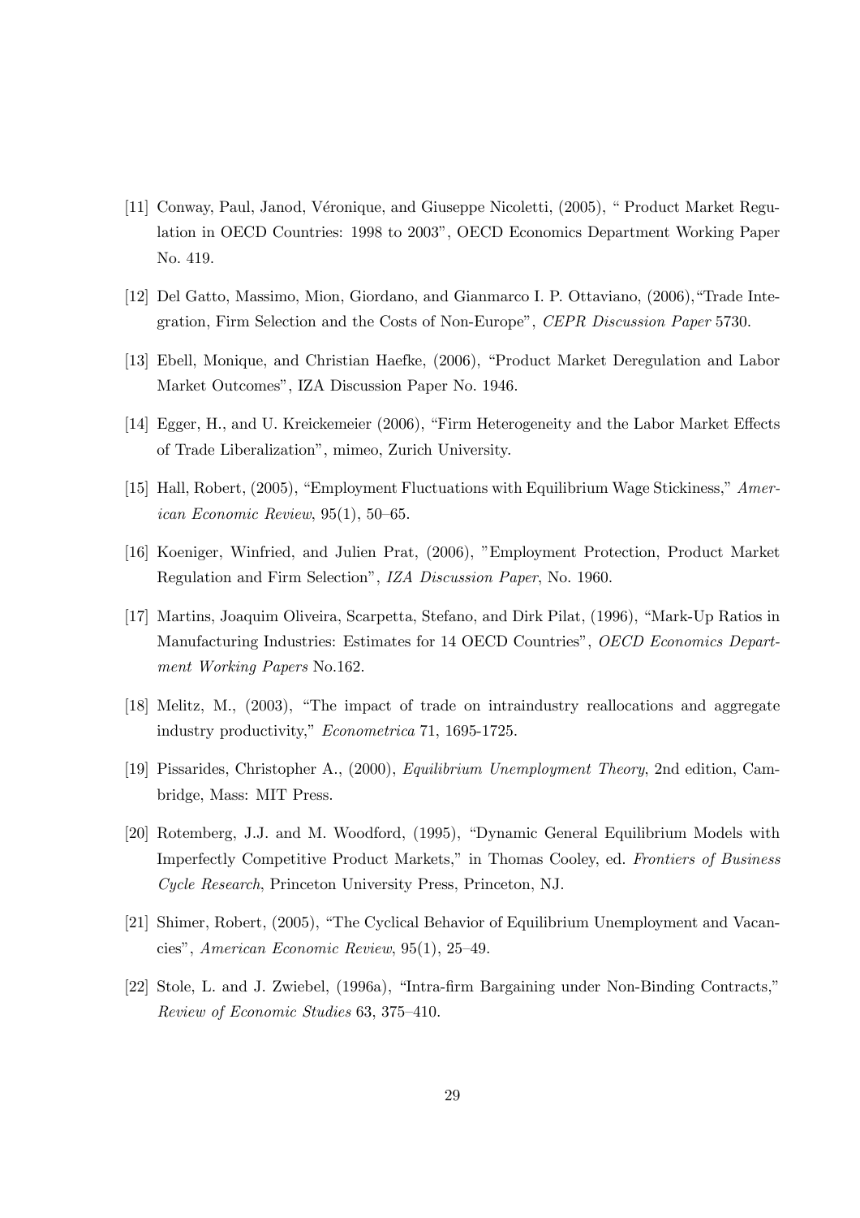[11] Conway, Paul, Janod, Véronique, and Giuseppe Nicoletti, (2005), " Product Market Regulation in OECD Countries: 1998 to 2003", OECD Economics Department Working Paper No. 419.

[12] Del Gatto, Massimo, Mion, Giordano, and Gianmarco I. P. Ottaviano, (2006),"Trade Integration, Firm Selection and the Costs of Non-Europe", *CEPR Discussion Paper* 5730.

[13] Ebell, Monique, and Christian Haefke, (2006), "Product Market Deregulation and Labor Market Outcomes", IZA Discussion Paper No. 1946.

[14] Egger, H., and U. Kreickemeier (2006), "Firm Heterogeneity and the Labor Market Effects of Trade Liberalization", mimeo, Zurich University.

[15] Hall, Robert, (2005), "Employment Fluctuations with Equilibrium Wage Stickiness," *American Economic Review*, 95(1), 50–65.

[16] Koeniger, Winfried, and Julien Prat, (2006), "Employment Protection, Product Market Regulation and Firm Selection", *IZA Discussion Paper*, No. 1960.

[17] Martins, Joaquim Oliveira, Scarpetta, Stefano, and Dirk Pilat, (1996), "Mark-Up Ratios in Manufacturing Industries: Estimates for 14 OECD Countries", *OECD Economics Department Working Papers* No.162.

[18] Melitz, M., (2003), "The impact of trade on intraindustry reallocations and aggregate industry productivity," *Econometrica* 71, 1695-1725.

[19] Pissarides, Christopher A., (2000), *Equilibrium Unemployment Theory*, 2nd edition, Cambridge, Mass: MIT Press.

[20] Rotemberg, J.J. and M. Woodford, (1995), "Dynamic General Equilibrium Models with Imperfectly Competitive Product Markets," in Thomas Cooley, ed. *Frontiers of Business Cycle Research*, Princeton University Press, Princeton, NJ.

[21] Shimer, Robert, (2005), "The Cyclical Behavior of Equilibrium Unemployment and Vacancies", *American Economic Review*, 95(1), 25–49.

[22] Stole, L. and J. Zwiebel, (1996a), "Intra-firm Bargaining under Non-Binding Contracts," *Review of Economic Studies* 63, 375–410.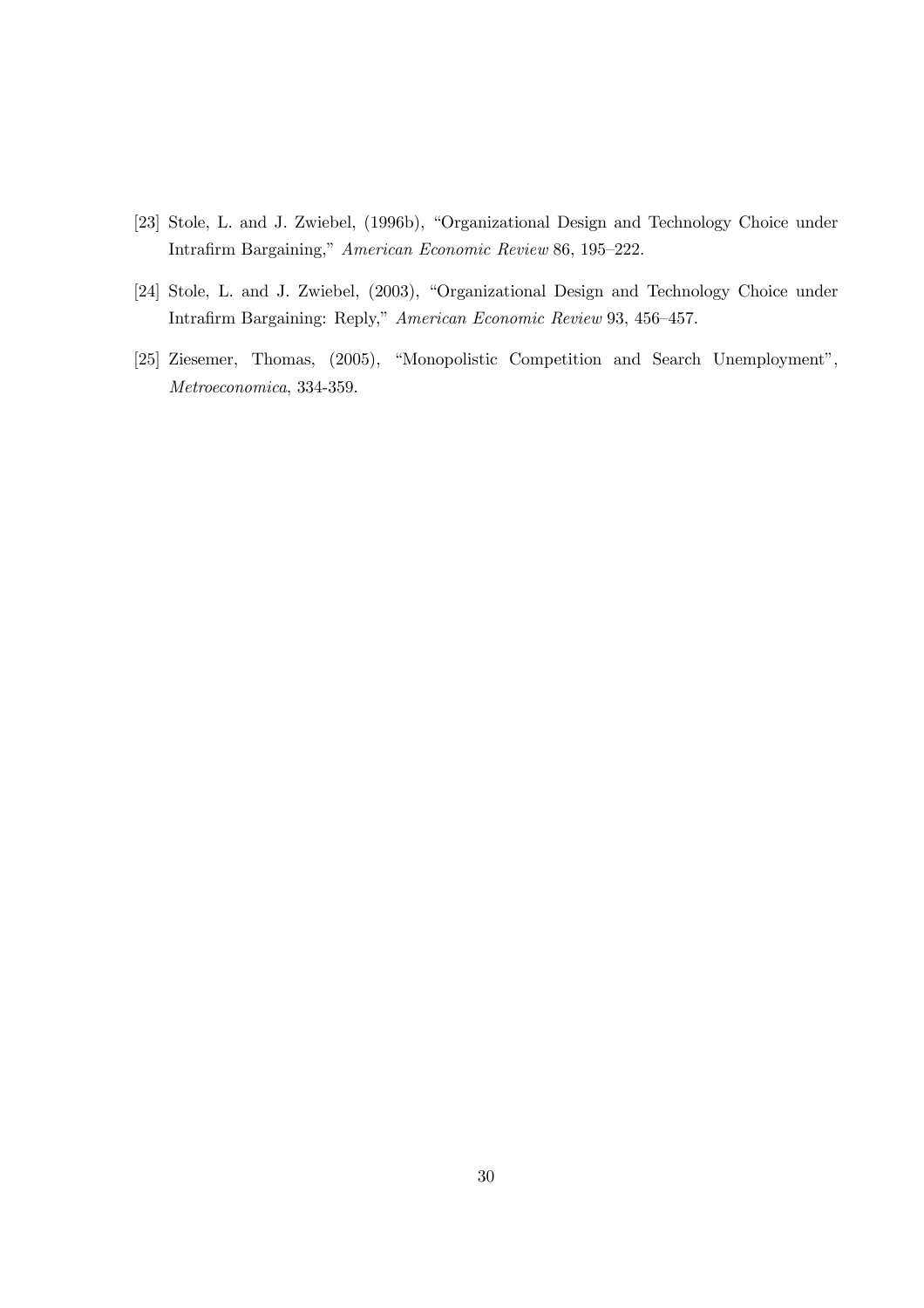[23] Stole, L. and J. Zwiebel, (1996b), "Organizational Design and Technology Choice under Intrafirm Bargaining," *American Economic Review* 86, 195–222.

[24] Stole, L. and J. Zwiebel, (2003), "Organizational Design and Technology Choice under Intrafirm Bargaining: Reply," *American Economic Review* 93, 456–457.

[25] Ziesemer, Thomas, (2005), "Monopolistic Competition and Search Unemployment", *Metroeconomica*, 334-359.